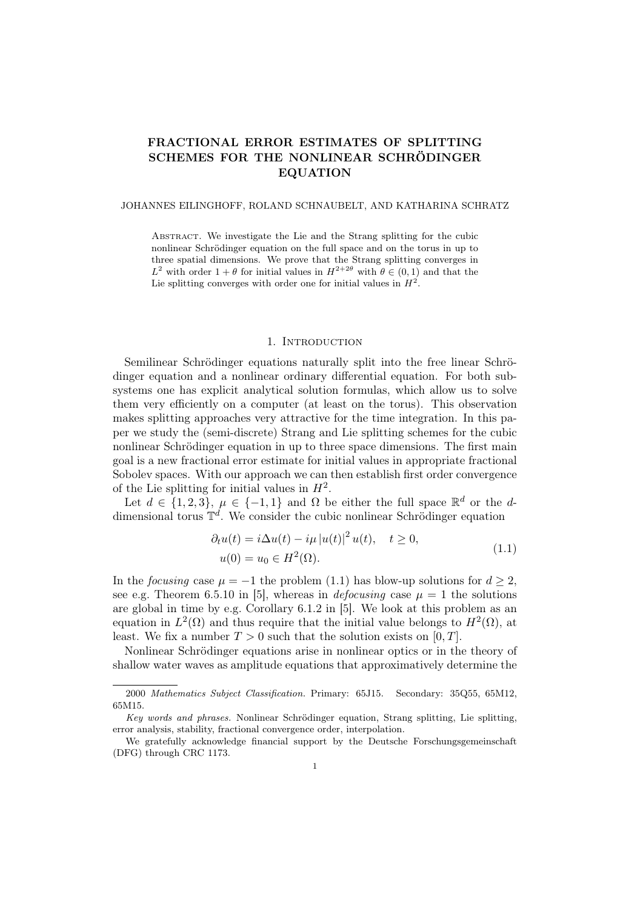# FRACTIONAL ERROR ESTIMATES OF SPLITTING SCHEMES FOR THE NONLINEAR SCHRÖDINGER EQUATION

JOHANNES EILINGHOFF, ROLAND SCHNAUBELT, AND KATHARINA SCHRATZ

ABSTRACT. We investigate the Lie and the Strang splitting for the cubic nonlinear Schrödinger equation on the full space and on the torus in up to three spatial dimensions. We prove that the Strang splitting converges in $L^2$ with order $1 + \theta$ for initial values in $H^{2+2\theta}$ with $\theta \in (0, 1)$ and that the Lie splitting converges with order one for initial values in $H^2$.

## 1. Introduction

Semilinear Schrödinger equations naturally split into the free linear Schrödinger equation and a nonlinear ordinary differential equation. For both subsystems one has explicit analytical solution formulas, which allow us to solve them very efficiently on a computer (at least on the torus). This observation makes splitting approaches very attractive for the time integration. In this paper we study the (semi-discrete) Strang and Lie splitting schemes for the cubic nonlinear Schrödinger equation in up to three space dimensions. The first main goal is a new fractional error estimate for initial values in appropriate fractional Sobolev spaces. With our approach we can then establish first order convergence of the Lie splitting for initial values in $H^2$.

Let $d \in \{1, 2, 3\}$, $\mu \in \{-1, 1\}$ and $\Omega$ be either the full space $\mathbb{R}^d$ or the $d$-dimensional torus $\mathbb{T}^d$. We consider the cubic nonlinear Schrödinger equation

$$
\begin{aligned}
\partial_t u(t) &= i\Delta u(t) - i\mu \left|u(t)\right|^2 u(t), \quad t \geq 0, \\
u(0) &= u_0 \in H^2(\Omega).
\end{aligned}
\tag{1.1}
$$

In the *focusing* case $\mu = -1$ the problem (1.1) has blow-up solutions for $d \geq 2$, see e.g. Theorem 6.5.10 in [5], whereas in *defocusing* case $\mu = 1$ the solutions are global in time by e.g. Corollary 6.1.2 in [5]. We look at this problem as an equation in $L^2(\Omega)$ and thus require that the initial value belongs to $H^2(\Omega)$, at least. We fix a number $T > 0$ such that the solution exists on $[0, T]$.

Nonlinear Schrödinger equations arise in nonlinear optics or in the theory of shallow water waves as amplitude equations that approximatively determine the

---

2000 *Mathematics Subject Classification.* Primary: 65J15. Secondary: 35Q55, 65M12, 65M15.

*Key words and phrases.* Nonlinear Schrödinger equation, Strang splitting, Lie splitting, error analysis, stability, fractional convergence order, interpolation.

We gratefully acknowledge financial support by the Deutsche Forschungsgemeinschaft (DFG) through CRC 1173.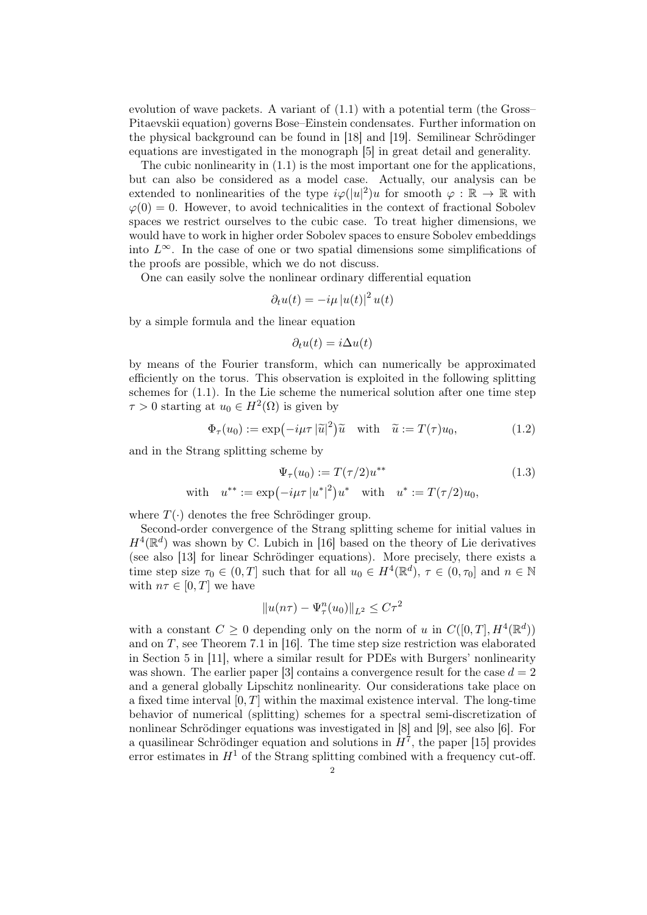evolution of wave packets. A variant of (1.1) with a potential term (the Gross–Pitaevskii equation) governs Bose–Einstein condensates. Further information on the physical background can be found in [18] and [19]. Semilinear Schrödinger equations are investigated in the monograph [5] in great detail and generality.

The cubic nonlinearity in (1.1) is the most important one for the applications, but can also be considered as a model case. Actually, our analysis can be extended to nonlinearities of the type $i\varphi(|u|^2)u$ for smooth $\varphi : \mathbb{R} \to \mathbb{R}$ with $\varphi(0) = 0$. However, to avoid technicalities in the context of fractional Sobolev spaces we restrict ourselves to the cubic case. To treat higher dimensions, we would have to work in higher order Sobolev spaces to ensure Sobolev embeddings into $L^\infty$. In the case of one or two spatial dimensions some simplifications of the proofs are possible, which we do not discuss.

One can easily solve the nonlinear ordinary differential equation

$$\partial_t u(t) = -i\mu\, |u(t)|^2\, u(t)$$

by a simple formula and the linear equation

$$\partial_t u(t) = i\Delta u(t)$$

by means of the Fourier transform, which can numerically be approximated efficiently on the torus. This observation is exploited in the following splitting schemes for (1.1). In the Lie scheme the numerical solution after one time step $\tau > 0$ starting at $u_0 \in H^2(\Omega)$ is given by

$$\Phi_\tau(u_0) := \exp\big(-i\mu\tau\, |\widetilde{u}|^2\big)\widetilde{u} \quad \text{with} \quad \widetilde{u} := T(\tau)u_0, \tag{1.2}$$

and in the Strang splitting scheme by

$$\begin{aligned} &\Psi_\tau(u_0) := T(\tau/2)u^{**} \\ &\text{with} \quad u^{**} := \exp\big(-i\mu\tau\, |u^*|^2\big)u^* \quad \text{with} \quad u^* := T(\tau/2)u_0, \end{aligned} \tag{1.3}$$

where $T(\cdot)$ denotes the free Schrödinger group.

Second-order convergence of the Strang splitting scheme for initial values in $H^4(\mathbb{R}^d)$ was shown by C. Lubich in [16] based on the theory of Lie derivatives (see also [13] for linear Schrödinger equations). More precisely, there exists a time step size $\tau_0 \in (0, T]$ such that for all $u_0 \in H^4(\mathbb{R}^d)$, $\tau \in (0, \tau_0]$ and $n \in \mathbb{N}$ with $n\tau \in [0, T]$ we have

$$\|u(n\tau) - \Psi_\tau^n(u_0)\|_{L^2} \le C\tau^2$$

with a constant $C \ge 0$ depending only on the norm of $u$ in $C([0, T], H^4(\mathbb{R}^d))$ and on $T$, see Theorem 7.1 in [16]. The time step size restriction was elaborated in Section 5 in [11], where a similar result for PDEs with Burgers' nonlinearity was shown. The earlier paper [3] contains a convergence result for the case $d = 2$ and a general globally Lipschitz nonlinearity. Our considerations take place on a fixed time interval $[0, T]$ within the maximal existence interval. The long-time behavior of numerical (splitting) schemes for a spectral semi-discretization of nonlinear Schrödinger equations was investigated in [8] and [9], see also [6]. For a quasilinear Schrödinger equation and solutions in $H^7$, the paper [15] provides error estimates in $H^1$ of the Strang splitting combined with a frequency cut-off.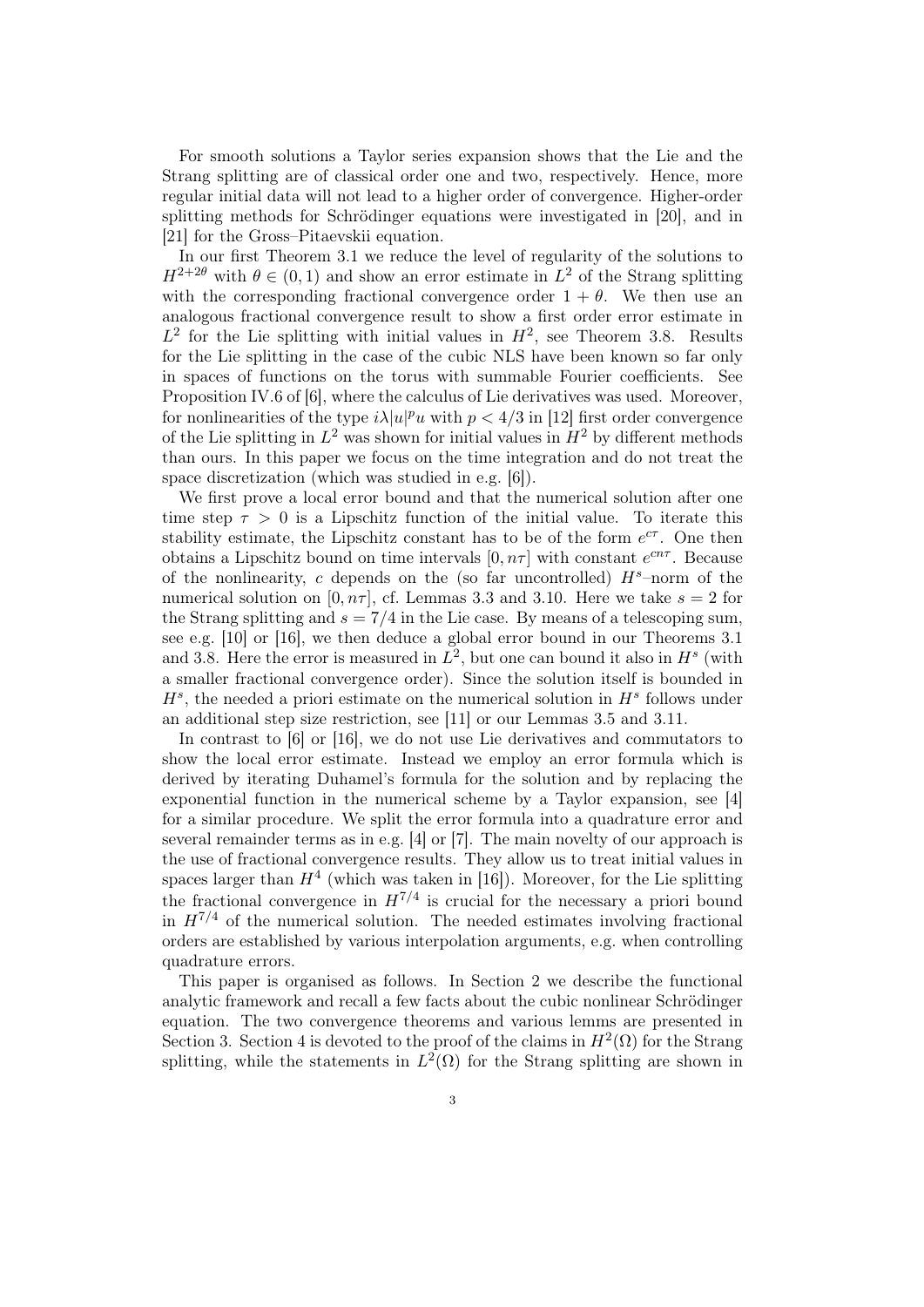For smooth solutions a Taylor series expansion shows that the Lie and the Strang splitting are of classical order one and two, respectively. Hence, more regular initial data will not lead to a higher order of convergence. Higher-order splitting methods for Schrödinger equations were investigated in [20], and in [21] for the Gross–Pitaevskii equation.

In our first Theorem 3.1 we reduce the level of regularity of the solutions to $H^{2+2\theta}$ with $\theta \in (0,1)$ and show an error estimate in $L^2$ of the Strang splitting with the corresponding fractional convergence order $1+\theta$. We then use an analogous fractional convergence result to show a first order error estimate in $L^2$ for the Lie splitting with initial values in $H^2$, see Theorem 3.8. Results for the Lie splitting in the case of the cubic NLS have been known so far only in spaces of functions on the torus with summable Fourier coefficients. See Proposition IV.6 of [6], where the calculus of Lie derivatives was used. Moreover, for nonlinearities of the type $i\lambda|u|^p u$ with $p < 4/3$ in [12] first order convergence of the Lie splitting in $L^2$ was shown for initial values in $H^2$ by different methods than ours. In this paper we focus on the time integration and do not treat the space discretization (which was studied in e.g. [6]).

We first prove a local error bound and that the numerical solution after one time step $\tau > 0$ is a Lipschitz function of the initial value. To iterate this stability estimate, the Lipschitz constant has to be of the form $e^{c\tau}$. One then obtains a Lipschitz bound on time intervals $[0, n\tau]$ with constant $e^{cn\tau}$. Because of the nonlinearity, $c$ depends on the (so far uncontrolled) $H^s$–norm of the numerical solution on $[0, n\tau]$, cf. Lemmas 3.3 and 3.10. Here we take $s = 2$ for the Strang splitting and $s = 7/4$ in the Lie case. By means of a telescoping sum, see e.g. [10] or [16], we then deduce a global error bound in our Theorems 3.1 and 3.8. Here the error is measured in $L^2$, but one can bound it also in $H^s$ (with a smaller fractional convergence order). Since the solution itself is bounded in $H^s$, the needed a priori estimate on the numerical solution in $H^s$ follows under an additional step size restriction, see [11] or our Lemmas 3.5 and 3.11.

In contrast to [6] or [16], we do not use Lie derivatives and commutators to show the local error estimate. Instead we employ an error formula which is derived by iterating Duhamel's formula for the solution and by replacing the exponential function in the numerical scheme by a Taylor expansion, see [4] for a similar procedure. We split the error formula into a quadrature error and several remainder terms as in e.g. [4] or [7]. The main novelty of our approach is the use of fractional convergence results. They allow us to treat initial values in spaces larger than $H^4$ (which was taken in [16]). Moreover, for the Lie splitting the fractional convergence in $H^{7/4}$ is crucial for the necessary a priori bound in $H^{7/4}$ of the numerical solution. The needed estimates involving fractional orders are established by various interpolation arguments, e.g. when controlling quadrature errors.

This paper is organised as follows. In Section 2 we describe the functional analytic framework and recall a few facts about the cubic nonlinear Schrödinger equation. The two convergence theorems and various lemms are presented in Section 3. Section 4 is devoted to the proof of the claims in $H^2(\Omega)$ for the Strang splitting, while the statements in $L^2(\Omega)$ for the Strang splitting are shown in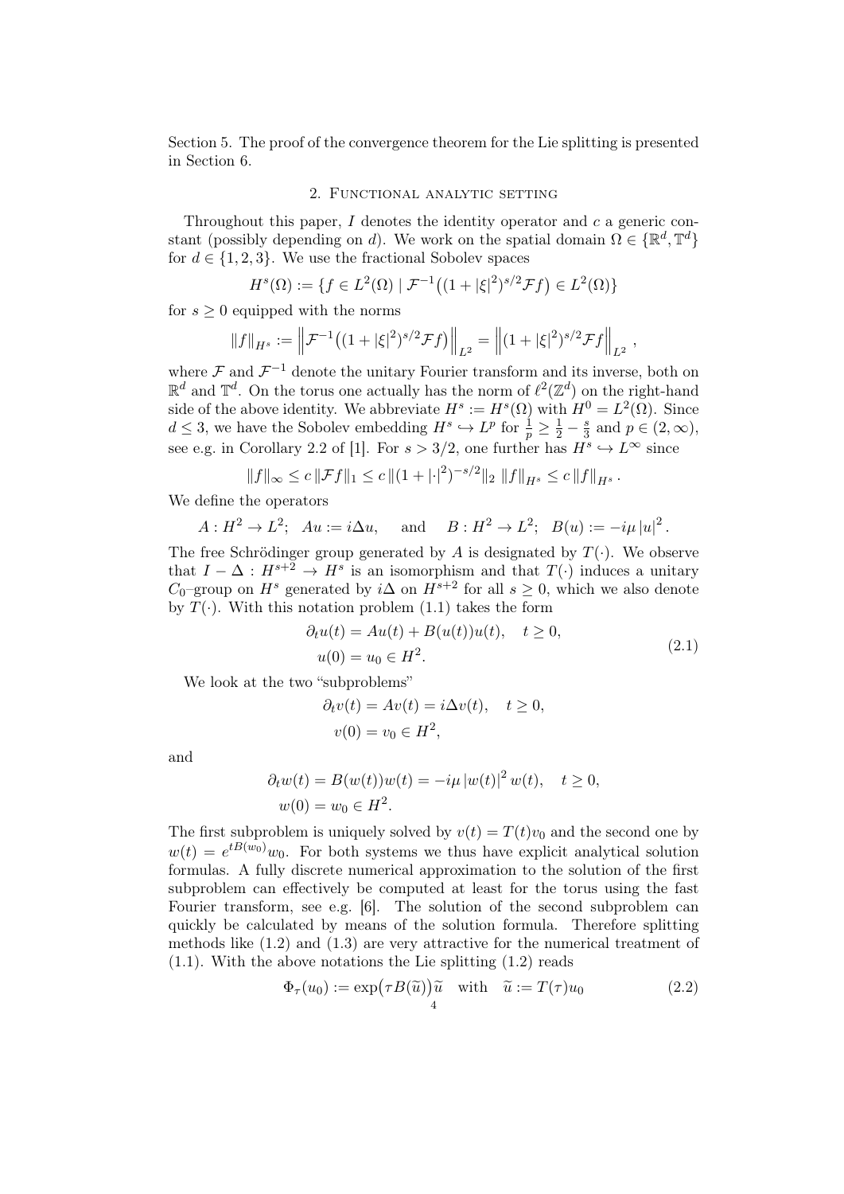Section 5. The proof of the convergence theorem for the Lie splitting is presented in Section 6.

## 2. Functional analytic setting

Throughout this paper, $I$ denotes the identity operator and $c$ a generic constant (possibly depending on $d$). We work on the spatial domain $\Omega \in \{\mathbb{R}^d, \mathbb{T}^d\}$ for $d \in \{1, 2, 3\}$. We use the fractional Sobolev spaces

$$H^s(\Omega) := \{f \in L^2(\Omega) \mid \mathcal{F}^{-1}\big((1 + |\xi|^2)^{s/2}\mathcal{F}f\big) \in L^2(\Omega)\}$$

for $s \geq 0$ equipped with the norms

$$\|f\|_{H^s} := \left\|\mathcal{F}^{-1}\big((1 + |\xi|^2)^{s/2}\mathcal{F}f\big)\right\|_{L^2} = \left\|(1 + |\xi|^2)^{s/2}\mathcal{F}f\right\|_{L^2},$$

where $\mathcal{F}$ and $\mathcal{F}^{-1}$ denote the unitary Fourier transform and its inverse, both on $\mathbb{R}^d$ and $\mathbb{T}^d$. On the torus one actually has the norm of $\ell^2(\mathbb{Z}^d)$ on the right-hand side of the above identity. We abbreviate $H^s := H^s(\Omega)$ with $H^0 = L^2(\Omega)$. Since $d \leq 3$, we have the Sobolev embedding $H^s \hookrightarrow L^p$ for $\frac{1}{p} \geq \frac{1}{2} - \frac{s}{3}$ and $p \in (2, \infty)$, see e.g. in Corollary 2.2 of [1]. For $s > 3/2$, one further has $H^s \hookrightarrow L^\infty$ since

$$\|f\|_\infty \leq c\,\|\mathcal{F}f\|_1 \leq c\,\|(1 + |\cdot|^2)^{-s/2}\|_2\, \|f\|_{H^s} \leq c\,\|f\|_{H^s}.$$

We define the operators

$$A : H^2 \to L^2; \quad Au := i\Delta u, \qquad \text{and} \qquad B : H^2 \to L^2; \quad B(u) := -i\mu\,|u|^2.$$

The free Schrödinger group generated by $A$ is designated by $T(\cdot)$. We observe that $I - \Delta : H^{s+2} \to H^s$ is an isomorphism and that $T(\cdot)$ induces a unitary $C_0$–group on $H^s$ generated by $i\Delta$ on $H^{s+2}$ for all $s \geq 0$, which we also denote by $T(\cdot)$. With this notation problem (1.1) takes the form

$$\begin{aligned} \partial_t u(t) &= Au(t) + B(u(t))u(t), \quad t \geq 0, \\ u(0) &= u_0 \in H^2. \end{aligned} \tag{2.1}$$

We look at the two "subproblems"

$$\begin{aligned} \partial_t v(t) &= Av(t) = i\Delta v(t), \quad t \geq 0, \\ v(0) &= v_0 \in H^2, \end{aligned}$$

and

$$\begin{aligned} \partial_t w(t) &= B(w(t))w(t) = -i\mu\,|w(t)|^2\, w(t), \quad t \geq 0, \\ w(0) &= w_0 \in H^2. \end{aligned}$$

The first subproblem is uniquely solved by $v(t) = T(t)v_0$ and the second one by $w(t) = e^{tB(w_0)}w_0$. For both systems we thus have explicit analytical solution formulas. A fully discrete numerical approximation to the solution of the first subproblem can effectively be computed at least for the torus using the fast Fourier transform, see e.g. [6]. The solution of the second subproblem can quickly be calculated by means of the solution formula. Therefore splitting methods like (1.2) and (1.3) are very attractive for the numerical treatment of (1.1). With the above notations the Lie splitting (1.2) reads

$$\Phi_\tau(u_0) := \exp\big(\tau B(\widetilde{u})\big)\widetilde{u} \quad \text{with} \quad \widetilde{u} := T(\tau)u_0 \tag{2.2}$$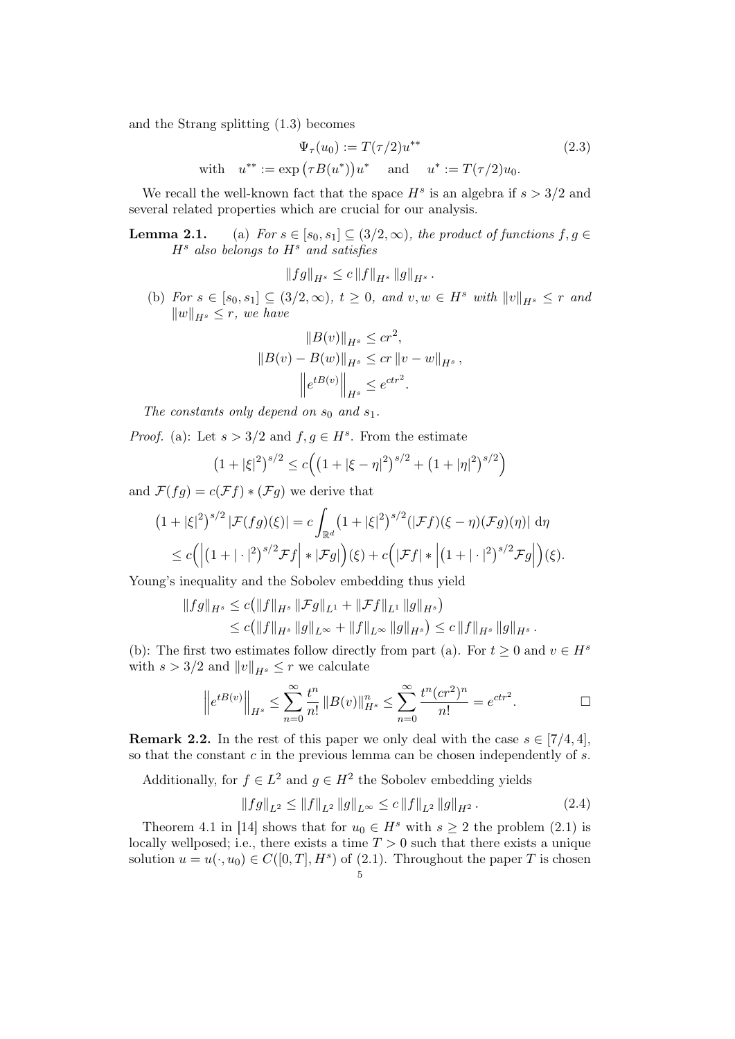and the Strang splitting (1.3) becomes

$$\Psi_\tau(u_0) := T(\tau/2)u^{**} \qquad (2.3)$$
$$\text{with} \quad u^{**} := \exp\big(\tau B(u^*)\big)u^* \quad \text{and} \quad u^* := T(\tau/2)u_0.$$

We recall the well-known fact that the space $H^s$ is an algebra if $s > 3/2$ and several related properties which are crucial for our analysis.

**Lemma 2.1.** (a) *For $s \in [s_0, s_1] \subseteq (3/2, \infty)$, the product of functions $f, g \in H^s$ also belongs to $H^s$ and satisfies*

$$\|fg\|_{H^s} \le c\,\|f\|_{H^s}\,\|g\|_{H^s}.$$

(b) *For $s \in [s_0, s_1] \subseteq (3/2, \infty)$, $t \ge 0$, and $v, w \in H^s$ with $\|v\|_{H^s} \le r$ and $\|w\|_{H^s} \le r$, we have*

$$\|B(v)\|_{H^s} \le cr^2,$$
$$\|B(v) - B(w)\|_{H^s} \le cr\,\|v - w\|_{H^s},$$
$$\Big\|e^{tB(v)}\Big\|_{H^s} \le e^{ctr^2}.$$

*The constants only depend on $s_0$ and $s_1$.*

*Proof.* (a): Let $s > 3/2$ and $f, g \in H^s$. From the estimate

$$\big(1 + |\xi|^2\big)^{s/2} \le c\Big(\big(1 + |\xi - \eta|^2\big)^{s/2} + \big(1 + |\eta|^2\big)^{s/2}\Big)$$

and $\mathcal{F}(fg) = c(\mathcal{F}f) * (\mathcal{F}g)$ we derive that

$$\begin{aligned}
\big(1 + |\xi|^2\big)^{s/2}\,|\mathcal{F}(fg)(\xi)| &= c\int_{\mathbb{R}^d}\big(1 + |\xi|^2\big)^{s/2}(|\mathcal{F}f)(\xi - \eta)(\mathcal{F}g)(\eta)|\;\mathrm{d}\eta \\
&\le c\Big(\Big|\big(1 + |\cdot|^2\big)^{s/2}\mathcal{F}f\Big| * |\mathcal{F}g|\Big)(\xi) + c\Big(|\mathcal{F}f| * \Big|\big(1 + |\cdot|^2\big)^{s/2}\mathcal{F}g\Big|\Big)(\xi).
\end{aligned}$$

Young's inequality and the Sobolev embedding thus yield

$$\begin{aligned}
\|fg\|_{H^s} &\le c\big(\|f\|_{H^s}\,\|\mathcal{F}g\|_{L^1} + \|\mathcal{F}f\|_{L^1}\,\|g\|_{H^s}\big) \\
&\le c\big(\|f\|_{H^s}\,\|g\|_{L^\infty} + \|f\|_{L^\infty}\,\|g\|_{H^s}\big) \le c\,\|f\|_{H^s}\,\|g\|_{H^s}.
\end{aligned}$$

(b): The first two estimates follow directly from part (a). For $t \ge 0$ and $v \in H^s$ with $s > 3/2$ and $\|v\|_{H^s} \le r$ we calculate

$$\Big\|e^{tB(v)}\Big\|_{H^s} \le \sum_{n=0}^{\infty}\frac{t^n}{n!}\,\|B(v)\|_{H^s}^n \le \sum_{n=0}^{\infty}\frac{t^n(cr^2)^n}{n!} = e^{ctr^2}. \qquad \square$$

**Remark 2.2.** In the rest of this paper we only deal with the case $s \in [7/4, 4]$, so that the constant $c$ in the previous lemma can be chosen independently of $s$.

Additionally, for $f \in L^2$ and $g \in H^2$ the Sobolev embedding yields

$$\|fg\|_{L^2} \le \|f\|_{L^2}\,\|g\|_{L^\infty} \le c\,\|f\|_{L^2}\,\|g\|_{H^2}. \qquad (2.4)$$

Theorem 4.1 in [14] shows that for $u_0 \in H^s$ with $s \ge 2$ the problem (2.1) is locally wellposed; i.e., there exists a time $T > 0$ such that there exists a unique solution $u = u(\cdot, u_0) \in C([0, T], H^s)$ of (2.1). Throughout the paper $T$ is chosen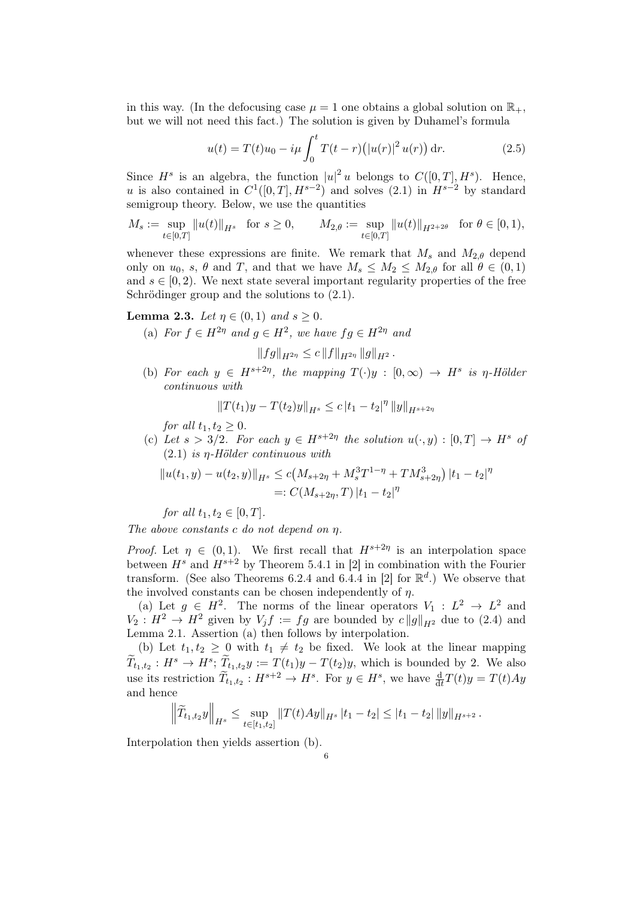in this way. (In the defocusing case $\mu = 1$ one obtains a global solution on $\mathbb{R}_+$, but we will not need this fact.) The solution is given by Duhamel's formula

$$u(t) = T(t)u_0 - i\mu \int_0^t T(t-r)\big(|u(r)|^2 u(r)\big)\,\mathrm{d}r. \tag{2.5}$$

Since $H^s$ is an algebra, the function $|u|^2 u$ belongs to $C([0,T], H^s)$. Hence, $u$ is also contained in $C^1([0,T], H^{s-2})$ and solves (2.1) in $H^{s-2}$ by standard semigroup theory. Below, we use the quantities

$$M_s := \sup_{t\in[0,T]} \|u(t)\|_{H^s} \quad \text{for } s \geq 0, \qquad M_{2,\theta} := \sup_{t\in[0,T]} \|u(t)\|_{H^{2+2\theta}} \quad \text{for } \theta \in [0,1),$$

whenever these expressions are finite. We remark that $M_s$ and $M_{2,\theta}$ depend only on $u_0$, $s$, $\theta$ and $T$, and that we have $M_s \leq M_2 \leq M_{2,\theta}$ for all $\theta \in (0,1)$ and $s \in [0,2)$. We next state several important regularity properties of the free Schrödinger group and the solutions to (2.1).

**Lemma 2.3.** *Let $\eta \in (0,1)$ and $s \geq 0$.*

(a) *For $f \in H^{2\eta}$ and $g \in H^2$, we have $fg \in H^{2\eta}$ and*

$$\|fg\|_{H^{2\eta}} \leq c \|f\|_{H^{2\eta}} \|g\|_{H^2}.$$

(b) *For each $y \in H^{s+2\eta}$, the mapping $T(\cdot)y : [0,\infty) \to H^s$ is $\eta$-Hölder continuous with*

$$\|T(t_1)y - T(t_2)y\|_{H^s} \leq c\,|t_1 - t_2|^\eta \|y\|_{H^{s+2\eta}}$$

*for all $t_1, t_2 \geq 0$.*

(c) *Let $s > 3/2$. For each $y \in H^{s+2\eta}$ the solution $u(\cdot,y) : [0,T] \to H^s$ of (2.1) is $\eta$-Hölder continuous with*

$$\begin{aligned}\|u(t_1,y) - u(t_2,y)\|_{H^s} &\leq c\big(M_{s+2\eta} + M_s^3 T^{1-\eta} + T M_{s+2\eta}^3\big)\,|t_1 - t_2|^\eta \\ &=: C(M_{s+2\eta}, T)\,|t_1 - t_2|^\eta\end{aligned}$$

*for all $t_1, t_2 \in [0,T]$.*

*The above constants $c$ do not depend on $\eta$.*

*Proof.* Let $\eta \in (0,1)$. We first recall that $H^{s+2\eta}$ is an interpolation space between $H^s$ and $H^{s+2}$ by Theorem 5.4.1 in [2] in combination with the Fourier transform. (See also Theorems 6.2.4 and 6.4.4 in [2] for $\mathbb{R}^d$.) We observe that the involved constants can be chosen independently of $\eta$.

(a) Let $g \in H^2$. The norms of the linear operators $V_1 : L^2 \to L^2$ and $V_2 : H^2 \to H^2$ given by $V_j f := fg$ are bounded by $c\|g\|_{H^2}$ due to (2.4) and Lemma 2.1. Assertion (a) then follows by interpolation.

(b) Let $t_1, t_2 \geq 0$ with $t_1 \neq t_2$ be fixed. We look at the linear mapping $\widetilde{T}_{t_1,t_2} : H^s \to H^s$; $\widetilde{T}_{t_1,t_2} y := T(t_1)y - T(t_2)y$, which is bounded by 2. We also use its restriction $\widetilde{T}_{t_1,t_2} : H^{s+2} \to H^s$. For $y \in H^s$, we have $\frac{\mathrm{d}}{\mathrm{d}t} T(t)y = T(t)Ay$ and hence

$$\Big\|\widetilde{T}_{t_1,t_2} y\Big\|_{H^s} \leq \sup_{t\in[t_1,t_2]} \|T(t)Ay\|_{H^s}\,|t_1 - t_2| \leq |t_1 - t_2|\,\|y\|_{H^{s+2}}.$$

Interpolation then yields assertion (b).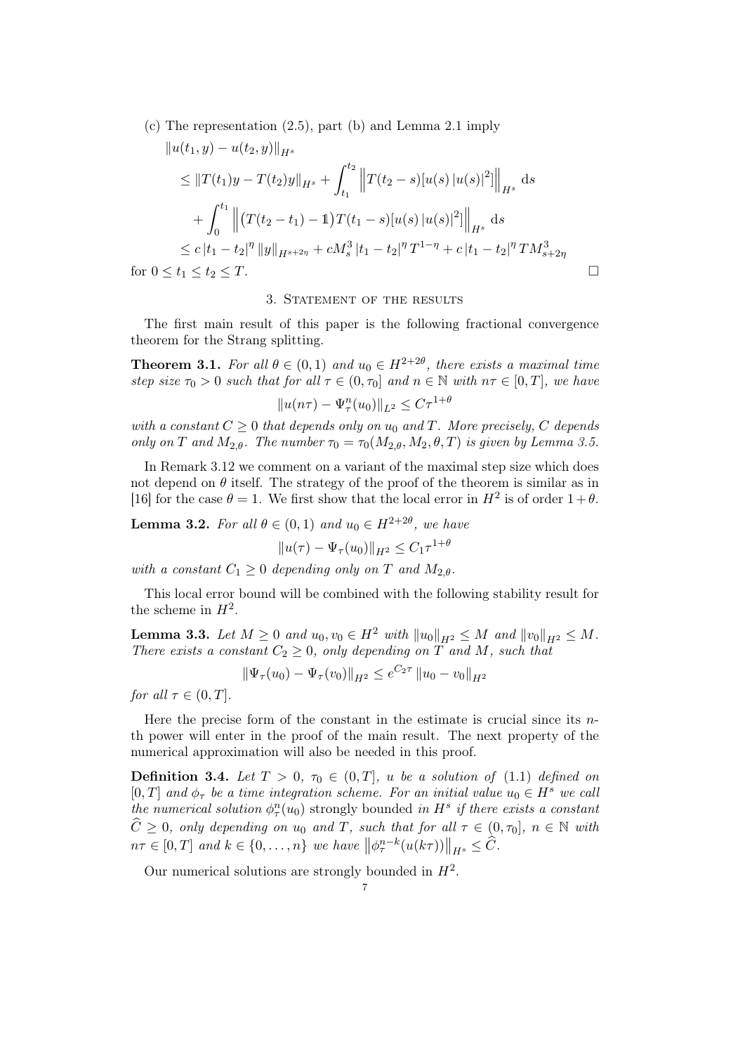(c) The representation (2.5), part (b) and Lemma 2.1 imply

$$
\begin{aligned}
&\|u(t_1,y)-u(t_2,y)\|_{H^s}\\
&\le \|T(t_1)y-T(t_2)y\|_{H^s}+\int_{t_1}^{t_2}\left\|T(t_2-s)[u(s)\,|u(s)|^2]\right\|_{H^s}\,\mathrm{d}s\\
&\quad+\int_0^{t_1}\left\|\big(T(t_2-t_1)-\mathbb{1}\big)T(t_1-s)[u(s)\,|u(s)|^2]\right\|_{H^s}\,\mathrm{d}s\\
&\le c\,|t_1-t_2|^\eta\,\|y\|_{H^{s+2\eta}}+cM_s^3\,|t_1-t_2|^\eta\,T^{1-\eta}+c\,|t_1-t_2|^\eta\,TM_{s+2\eta}^3
\end{aligned}
$$

for $0\le t_1\le t_2\le T$. □

## 3. Statement of the results

The first main result of this paper is the following fractional convergence theorem for the Strang splitting.

**Theorem 3.1.** *For all $\theta\in(0,1)$ and $u_0\in H^{2+2\theta}$, there exists a maximal time step size $\tau_0>0$ such that for all $\tau\in(0,\tau_0]$ and $n\in\mathbb{N}$ with $n\tau\in[0,T]$, we have*

$$
\|u(n\tau)-\Psi_\tau^n(u_0)\|_{L^2}\le C\tau^{1+\theta}
$$

*with a constant $C\ge 0$ that depends only on $u_0$ and $T$. More precisely, $C$ depends only on $T$ and $M_{2,\theta}$. The number $\tau_0=\tau_0(M_{2,\theta},M_2,\theta,T)$ is given by Lemma 3.5.*

In Remark 3.12 we comment on a variant of the maximal step size which does not depend on $\theta$ itself. The strategy of the proof of the theorem is similar as in [16] for the case $\theta=1$. We first show that the local error in $H^2$ is of order $1+\theta$.

**Lemma 3.2.** *For all $\theta\in(0,1)$ and $u_0\in H^{2+2\theta}$, we have*

$$
\|u(\tau)-\Psi_\tau(u_0)\|_{H^2}\le C_1\tau^{1+\theta}
$$

*with a constant $C_1\ge 0$ depending only on $T$ and $M_{2,\theta}$.*

This local error bound will be combined with the following stability result for the scheme in $H^2$.

**Lemma 3.3.** *Let $M\ge 0$ and $u_0,v_0\in H^2$ with $\|u_0\|_{H^2}\le M$ and $\|v_0\|_{H^2}\le M$. There exists a constant $C_2\ge 0$, only depending on $T$ and $M$, such that*

$$
\|\Psi_\tau(u_0)-\Psi_\tau(v_0)\|_{H^2}\le e^{C_2\tau}\,\|u_0-v_0\|_{H^2}
$$

*for all $\tau\in(0,T]$.*

Here the precise form of the constant in the estimate is crucial since its $n$-th power will enter in the proof of the main result. The next property of the numerical approximation will also be needed in this proof.

**Definition 3.4.** *Let $T>0$, $\tau_0\in(0,T]$, $u$ be a solution of (1.1) defined on $[0,T]$ and $\phi_\tau$ be a time integration scheme. For an initial value $u_0\in H^s$ we call the numerical solution $\phi_\tau^n(u_0)$* strongly bounded *in $H^s$ if there exists a constant $\widehat{C}\ge 0$, only depending on $u_0$ and $T$, such that for all $\tau\in(0,\tau_0]$, $n\in\mathbb{N}$ with $n\tau\in[0,T]$ and $k\in\{0,\dots,n\}$ we have $\left\|\phi_\tau^{n-k}(u(k\tau))\right\|_{H^s}\le\widehat{C}$.*

Our numerical solutions are strongly bounded in $H^2$.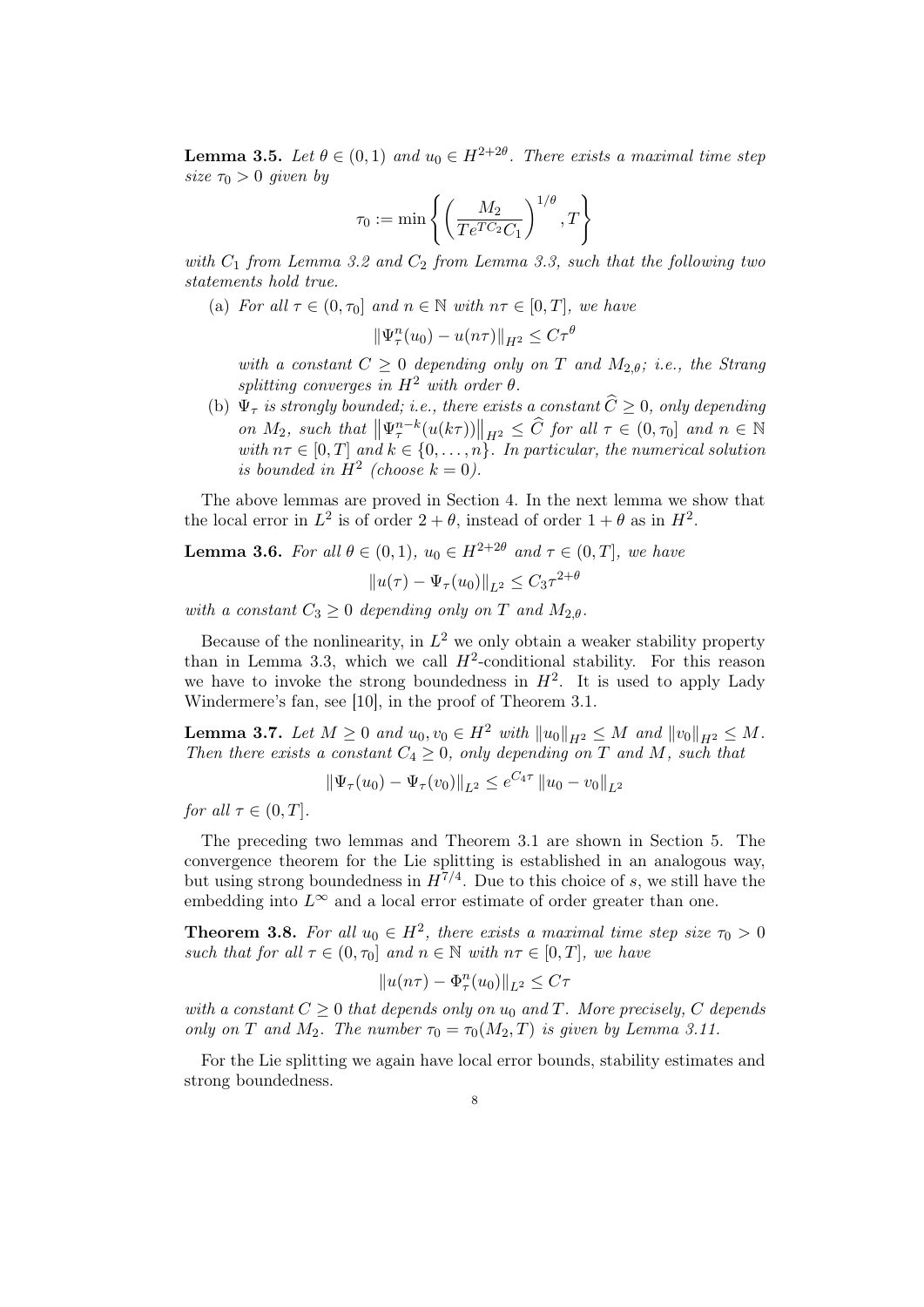**Lemma 3.5.** *Let $\theta \in (0,1)$ and $u_0 \in H^{2+2\theta}$. There exists a maximal time step size $\tau_0 > 0$ given by*

$$\tau_0 := \min\left\{ \left( \frac{M_2}{T e^{TC_2} C_1} \right)^{1/\theta}, T \right\}$$

*with $C_1$ from Lemma 3.2 and $C_2$ from Lemma 3.3, such that the following two statements hold true.*

(a) *For all $\tau \in (0, \tau_0]$ and $n \in \mathbb{N}$ with $n\tau \in [0,T]$, we have*

$$\|\Psi_\tau^n(u_0) - u(n\tau)\|_{H^2} \leq C\tau^\theta$$

*with a constant $C \geq 0$ depending only on $T$ and $M_{2,\theta}$; i.e., the Strang splitting converges in $H^2$ with order $\theta$.*

(b) *$\Psi_\tau$ is strongly bounded; i.e., there exists a constant $\widehat{C} \geq 0$, only depending on $M_2$, such that $\left\|\Psi_\tau^{n-k}(u(k\tau))\right\|_{H^2} \leq \widehat{C}$ for all $\tau \in (0, \tau_0]$ and $n \in \mathbb{N}$ with $n\tau \in [0,T]$ and $k \in \{0, \dots, n\}$. In particular, the numerical solution is bounded in $H^2$ (choose $k = 0$).*

The above lemmas are proved in Section 4. In the next lemma we show that the local error in $L^2$ is of order $2 + \theta$, instead of order $1 + \theta$ as in $H^2$.

**Lemma 3.6.** *For all $\theta \in (0,1)$, $u_0 \in H^{2+2\theta}$ and $\tau \in (0,T]$, we have*

$$\|u(\tau) - \Psi_\tau(u_0)\|_{L^2} \leq C_3 \tau^{2+\theta}$$

*with a constant $C_3 \geq 0$ depending only on $T$ and $M_{2,\theta}$.*

Because of the nonlinearity, in $L^2$ we only obtain a weaker stability property than in Lemma 3.3, which we call $H^2$-conditional stability. For this reason we have to invoke the strong boundedness in $H^2$. It is used to apply Lady Windermere's fan, see [10], in the proof of Theorem 3.1.

**Lemma 3.7.** *Let $M \geq 0$ and $u_0, v_0 \in H^2$ with $\|u_0\|_{H^2} \leq M$ and $\|v_0\|_{H^2} \leq M$. Then there exists a constant $C_4 \geq 0$, only depending on $T$ and $M$, such that*

$$\|\Psi_\tau(u_0) - \Psi_\tau(v_0)\|_{L^2} \leq e^{C_4 \tau} \|u_0 - v_0\|_{L^2}$$

*for all $\tau \in (0,T]$.*

The preceding two lemmas and Theorem 3.1 are shown in Section 5. The convergence theorem for the Lie splitting is established in an analogous way, but using strong boundedness in $H^{7/4}$. Due to this choice of $s$, we still have the embedding into $L^\infty$ and a local error estimate of order greater than one.

**Theorem 3.8.** *For all $u_0 \in H^2$, there exists a maximal time step size $\tau_0 > 0$ such that for all $\tau \in (0, \tau_0]$ and $n \in \mathbb{N}$ with $n\tau \in [0,T]$, we have*

$$\|u(n\tau) - \Phi_\tau^n(u_0)\|_{L^2} \leq C\tau$$

*with a constant $C \geq 0$ that depends only on $u_0$ and $T$. More precisely, $C$ depends only on $T$ and $M_2$. The number $\tau_0 = \tau_0(M_2, T)$ is given by Lemma 3.11.*

For the Lie splitting we again have local error bounds, stability estimates and strong boundedness.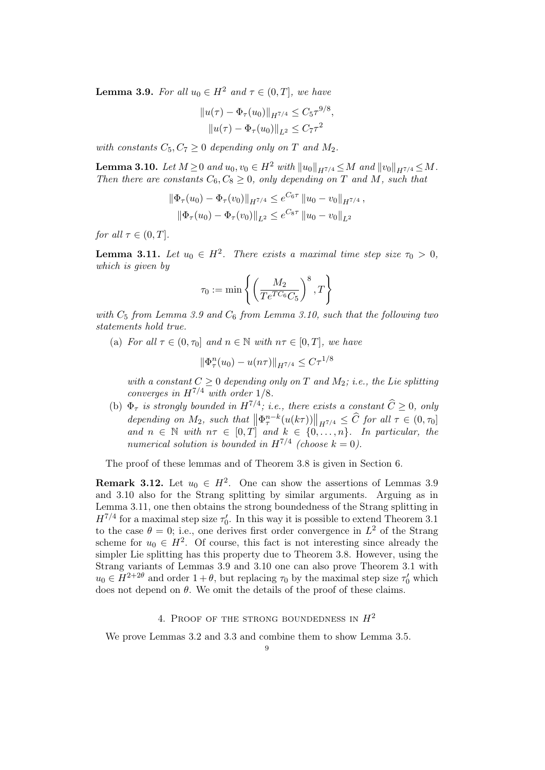**Lemma 3.9.** *For all $u_0 \in H^2$ and $\tau \in (0,T]$, we have*

$$\|u(\tau) - \Phi_\tau(u_0)\|_{H^{7/4}} \leq C_5 \tau^{9/8},$$
$$\|u(\tau) - \Phi_\tau(u_0)\|_{L^2} \leq C_7 \tau^2$$

*with constants $C_5, C_7 \geq 0$ depending only on $T$ and $M_2$.*

**Lemma 3.10.** *Let $M \geq 0$ and $u_0, v_0 \in H^2$ with $\|u_0\|_{H^{7/4}} \leq M$ and $\|v_0\|_{H^{7/4}} \leq M$. Then there are constants $C_6, C_8 \geq 0$, only depending on $T$ and $M$, such that*

$$\|\Phi_\tau(u_0) - \Phi_\tau(v_0)\|_{H^{7/4}} \leq e^{C_6 \tau} \|u_0 - v_0\|_{H^{7/4}},$$
$$\|\Phi_\tau(u_0) - \Phi_\tau(v_0)\|_{L^2} \leq e^{C_8 \tau} \|u_0 - v_0\|_{L^2}$$

*for all $\tau \in (0,T]$.*

**Lemma 3.11.** *Let $u_0 \in H^2$. There exists a maximal time step size $\tau_0 > 0$, which is given by*

$$\tau_0 := \min \left\{ \left( \frac{M_2}{T e^{T C_6} C_5} \right)^8, T \right\}$$

*with $C_5$ from Lemma 3.9 and $C_6$ from Lemma 3.10, such that the following two statements hold true.*

(a) *For all $\tau \in (0, \tau_0]$ and $n \in \mathbb{N}$ with $n\tau \in [0,T]$, we have*

$$\|\Phi_\tau^n(u_0) - u(n\tau)\|_{H^{7/4}} \leq C \tau^{1/8}$$

*with a constant $C \geq 0$ depending only on $T$ and $M_2$; i.e., the Lie splitting converges in $H^{7/4}$ with order $1/8$.*

(b) *$\Phi_\tau$ is strongly bounded in $H^{7/4}$; i.e., there exists a constant $\widehat{C} \geq 0$, only depending on $M_2$, such that $\left\|\Phi_\tau^{n-k}(u(k\tau))\right\|_{H^{7/4}} \leq \widehat{C}$ for all $\tau \in (0, \tau_0]$ and $n \in \mathbb{N}$ with $n\tau \in [0,T]$ and $k \in \{0, \ldots, n\}$. In particular, the numerical solution is bounded in $H^{7/4}$ (choose $k = 0$).*

The proof of these lemmas and of Theorem 3.8 is given in Section 6.

**Remark 3.12.** Let $u_0 \in H^2$. One can show the assertions of Lemmas 3.9 and 3.10 also for the Strang splitting by similar arguments. Arguing as in Lemma 3.11, one then obtains the strong boundedness of the Strang splitting in $H^{7/4}$ for a maximal step size $\tau_0'$. In this way it is possible to extend Theorem 3.1 to the case $\theta = 0$; i.e., one derives first order convergence in $L^2$ of the Strang scheme for $u_0 \in H^2$. Of course, this fact is not interesting since already the simpler Lie splitting has this property due to Theorem 3.8. However, using the Strang variants of Lemmas 3.9 and 3.10 one can also prove Theorem 3.1 with $u_0 \in H^{2+2\theta}$ and order $1+\theta$, but replacing $\tau_0$ by the maximal step size $\tau_0'$ which does not depend on $\theta$. We omit the details of the proof of these claims.

## 4. Proof of the strong boundedness in $H^2$

We prove Lemmas 3.2 and 3.3 and combine them to show Lemma 3.5.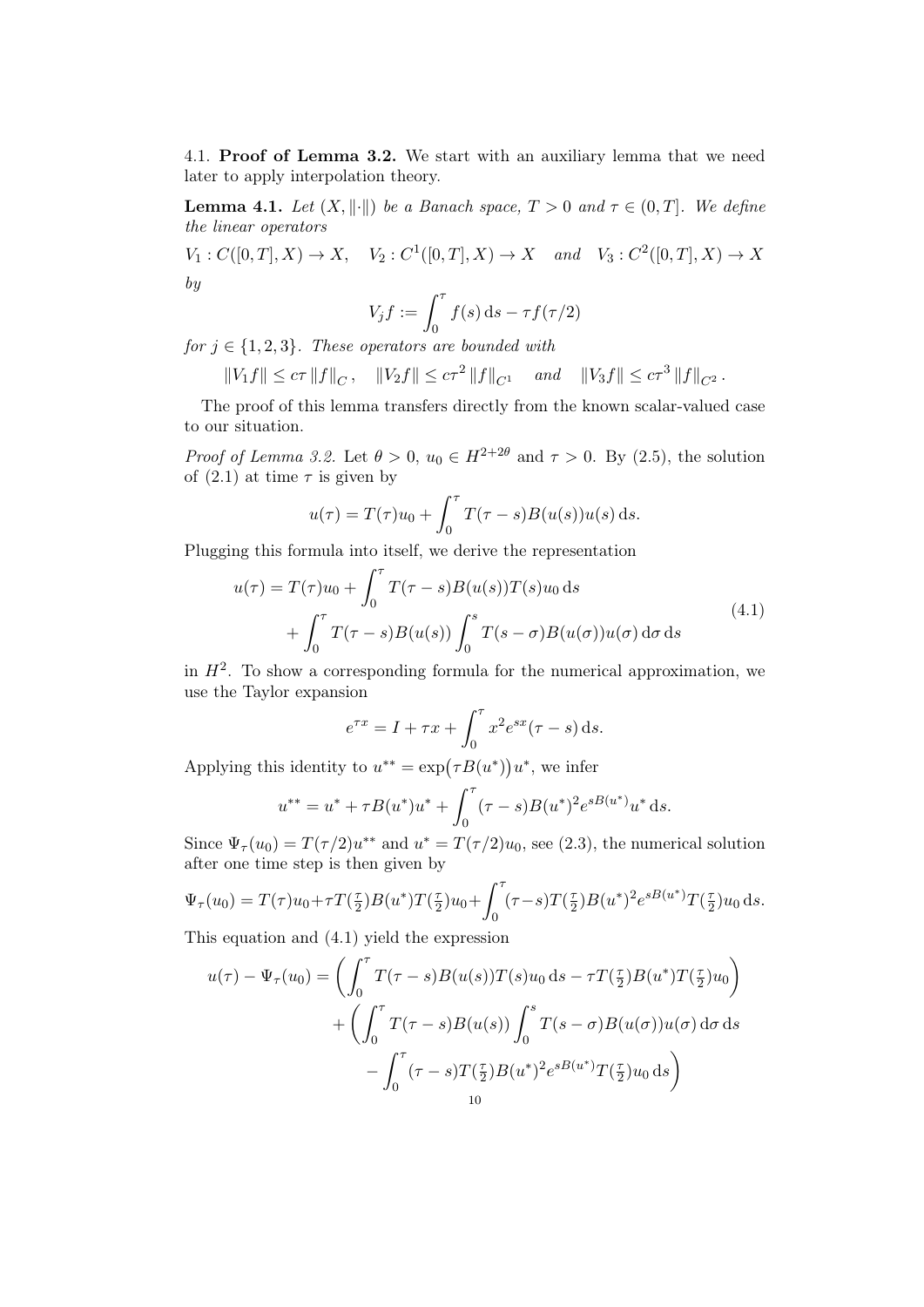4.1. **Proof of Lemma 3.2.** We start with an auxiliary lemma that we need later to apply interpolation theory.

**Lemma 4.1.** *Let $(X, \|\cdot\|)$ be a Banach space, $T > 0$ and $\tau \in (0, T]$. We define the linear operators*

$$V_1 : C([0,T], X) \to X, \quad V_2 : C^1([0,T], X) \to X \quad \text{and} \quad V_3 : C^2([0,T], X) \to X$$

*by*

$$V_j f := \int_0^\tau f(s)\,\mathrm{d}s - \tau f(\tau/2)$$

*for $j \in \{1,2,3\}$. These operators are bounded with*

$$\|V_1 f\| \le c\tau \|f\|_C, \quad \|V_2 f\| \le c\tau^2 \|f\|_{C^1} \quad \text{and} \quad \|V_3 f\| \le c\tau^3 \|f\|_{C^2}.$$

The proof of this lemma transfers directly from the known scalar-valued case to our situation.

*Proof of Lemma 3.2.* Let $\theta > 0$, $u_0 \in H^{2+2\theta}$ and $\tau > 0$. By (2.5), the solution of (2.1) at time $\tau$ is given by

$$u(\tau) = T(\tau)u_0 + \int_0^\tau T(\tau - s)B(u(s))u(s)\,\mathrm{d}s.$$

Plugging this formula into itself, we derive the representation

$$\begin{aligned} u(\tau) = T(\tau)u_0 &+ \int_0^\tau T(\tau - s)B(u(s))T(s)u_0\,\mathrm{d}s \\ &+ \int_0^\tau T(\tau - s)B(u(s)) \int_0^s T(s-\sigma)B(u(\sigma))u(\sigma)\,\mathrm{d}\sigma\,\mathrm{d}s \end{aligned} \tag{4.1}$$

in $H^2$. To show a corresponding formula for the numerical approximation, we use the Taylor expansion

$$e^{\tau x} = I + \tau x + \int_0^\tau x^2 e^{sx}(\tau - s)\,\mathrm{d}s.$$

Applying this identity to $u^{**} = \exp\big(\tau B(u^*)\big)u^*$, we infer

$$u^{**} = u^* + \tau B(u^*)u^* + \int_0^\tau (\tau - s)B(u^*)^2 e^{sB(u^*)}u^*\,\mathrm{d}s.$$

Since $\Psi_\tau(u_0) = T(\tau/2)u^{**}$ and $u^* = T(\tau/2)u_0$, see (2.3), the numerical solution after one time step is then given by

$$\Psi_\tau(u_0) = T(\tau)u_0 + \tau T(\tfrac{\tau}{2})B(u^*)T(\tfrac{\tau}{2})u_0 + \int_0^\tau (\tau - s)T(\tfrac{\tau}{2})B(u^*)^2 e^{sB(u^*)}T(\tfrac{\tau}{2})u_0\,\mathrm{d}s.$$

This equation and (4.1) yield the expression

$$\begin{aligned} u(\tau) - \Psi_\tau(u_0) = &\left( \int_0^\tau T(\tau - s)B(u(s))T(s)u_0\,\mathrm{d}s - \tau T(\tfrac{\tau}{2})B(u^*)T(\tfrac{\tau}{2})u_0 \right) \\ &+ \bigg( \int_0^\tau T(\tau - s)B(u(s)) \int_0^s T(s-\sigma)B(u(\sigma))u(\sigma)\,\mathrm{d}\sigma\,\mathrm{d}s \\ &\quad - \int_0^\tau (\tau - s)T(\tfrac{\tau}{2})B(u^*)^2 e^{sB(u^*)}T(\tfrac{\tau}{2})u_0\,\mathrm{d}s \bigg) \end{aligned}$$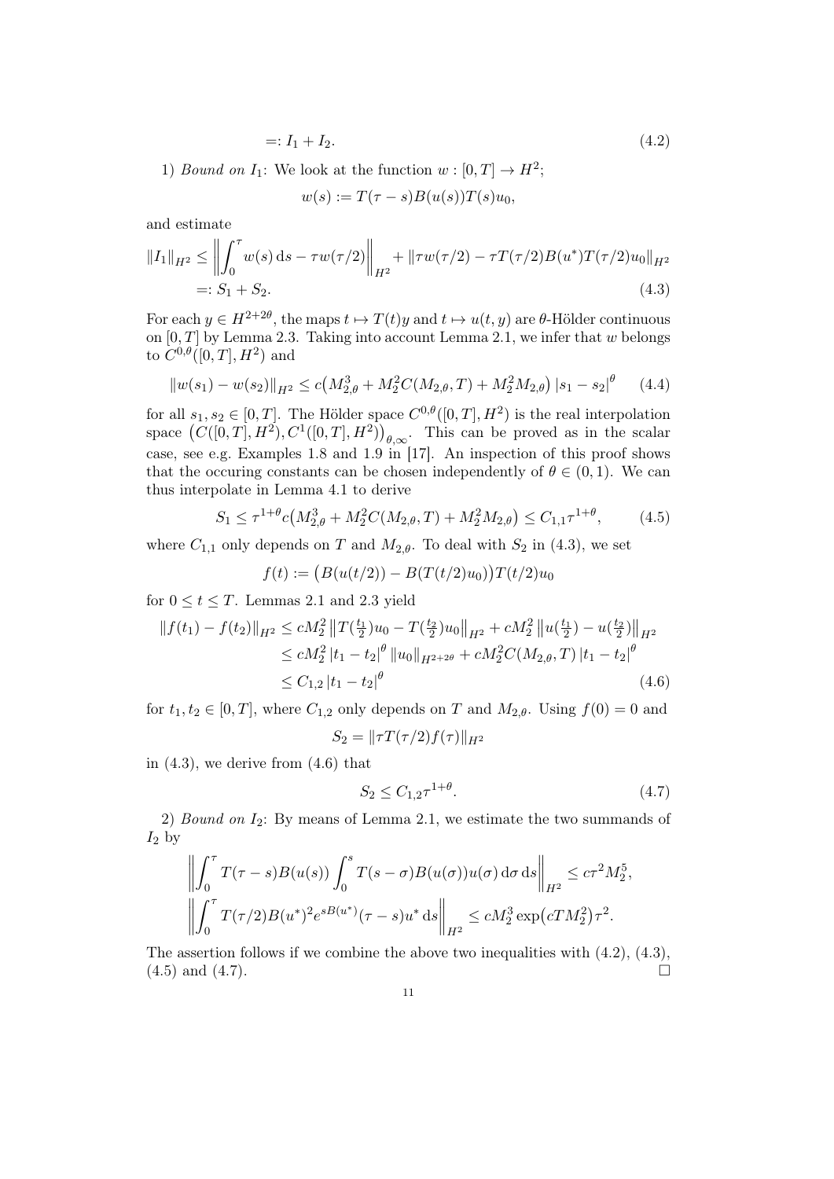$$
=: I_1 + I_2. \tag{4.2}
$$

1) *Bound on* $I_1$: We look at the function $w : [0, T] \to H^2$;

$$
w(s) := T(\tau - s)B(u(s))T(s)u_0,
$$

and estimate

$$
\begin{aligned}
\|I_1\|_{H^2} &\le \left\| \int_0^\tau w(s)\,\mathrm{d}s - \tau w(\tau/2) \right\|_{H^2} + \|\tau w(\tau/2) - \tau T(\tau/2)B(u^*)T(\tau/2)u_0\|_{H^2} \\
&=: S_1 + S_2.
\end{aligned} \tag{4.3}
$$

For each $y \in H^{2+2\theta}$, the maps $t \mapsto T(t)y$ and $t \mapsto u(t, y)$ are $\theta$-Hölder continuous on $[0, T]$ by Lemma 2.3. Taking into account Lemma 2.1, we infer that $w$ belongs to $C^{0,\theta}([0, T], H^2)$ and

$$
\|w(s_1) - w(s_2)\|_{H^2} \le c\big(M_{2,\theta}^3 + M_2^2 C(M_{2,\theta}, T) + M_2^2 M_{2,\theta}\big)\,|s_1 - s_2|^\theta \tag{4.4}
$$

for all $s_1, s_2 \in [0, T]$. The Hölder space $C^{0,\theta}([0, T], H^2)$ is the real interpolation space $\big(C([0, T], H^2), C^1([0, T], H^2)\big)_{\theta,\infty}$. This can be proved as in the scalar case, see e.g. Examples 1.8 and 1.9 in [17]. An inspection of this proof shows that the occuring constants can be chosen independently of $\theta \in (0, 1)$. We can thus interpolate in Lemma 4.1 to derive

$$
S_1 \le \tau^{1+\theta} c\big(M_{2,\theta}^3 + M_2^2 C(M_{2,\theta}, T) + M_2^2 M_{2,\theta}\big) \le C_{1,1}\tau^{1+\theta}, \tag{4.5}
$$

where $C_{1,1}$ only depends on $T$ and $M_{2,\theta}$. To deal with $S_2$ in (4.3), we set

$$
f(t) := \big(B(u(t/2)) - B(T(t/2)u_0)\big)T(t/2)u_0
$$

for $0 \le t \le T$. Lemmas 2.1 and 2.3 yield

$$
\begin{aligned}
\|f(t_1) - f(t_2)\|_{H^2} &\le cM_2^2 \left\|T(\tfrac{t_1}{2})u_0 - T(\tfrac{t_2}{2})u_0\right\|_{H^2} + cM_2^2 \left\|u(\tfrac{t_1}{2}) - u(\tfrac{t_2}{2})\right\|_{H^2} \\
&\le cM_2^2 \,|t_1 - t_2|^\theta \,\|u_0\|_{H^{2+2\theta}} + cM_2^2 C(M_{2,\theta}, T)\,|t_1 - t_2|^\theta \\
&\le C_{1,2}\,|t_1 - t_2|^\theta
\end{aligned} \tag{4.6}
$$

for $t_1, t_2 \in [0, T]$, where $C_{1,2}$ only depends on $T$ and $M_{2,\theta}$. Using $f(0) = 0$ and

$$
S_2 = \|\tau T(\tau/2) f(\tau)\|_{H^2}
$$

in (4.3), we derive from (4.6) that

$$
S_2 \le C_{1,2}\tau^{1+\theta}. \tag{4.7}
$$

2) *Bound on* $I_2$: By means of Lemma 2.1, we estimate the two summands of $I_2$ by

$$
\begin{aligned}
&\left\| \int_0^\tau T(\tau - s)B(u(s)) \int_0^s T(s - \sigma)B(u(\sigma))u(\sigma)\,\mathrm{d}\sigma\,\mathrm{d}s \right\|_{H^2} \le c\tau^2 M_2^5, \\
&\left\| \int_0^\tau T(\tau/2)B(u^*)^2 e^{sB(u^*)}(\tau - s)u^*\,\mathrm{d}s \right\|_{H^2} \le cM_2^3 \exp\big(cTM_2^2\big)\tau^2.
\end{aligned}
$$

The assertion follows if we combine the above two inequalities with (4.2), (4.3), (4.5) and (4.7). $\square$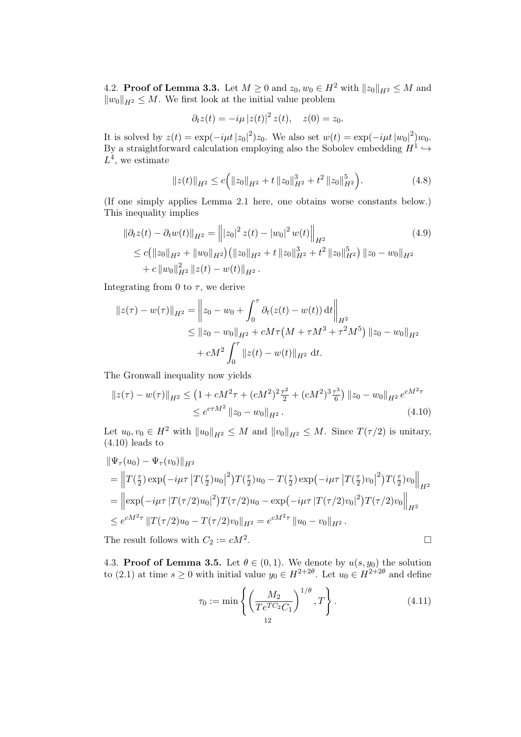4.2. **Proof of Lemma 3.3.** Let $M \geq 0$ and $z_0, w_0 \in H^2$ with $\|z_0\|_{H^2} \leq M$ and $\|w_0\|_{H^2} \leq M$. We first look at the initial value problem

$$\partial_t z(t) = -i\mu \, |z(t)|^2 \, z(t), \quad z(0) = z_0.$$

It is solved by $z(t) = \exp(-i\mu t \, |z_0|^2) z_0$. We also set $w(t) = \exp(-i\mu t \, |w_0|^2) w_0$. By a straightforward calculation employing also the Sobolev embedding $H^1 \hookrightarrow L^4$, we estimate

$$\|z(t)\|_{H^2} \leq c\Big( \|z_0\|_{H^2} + t \, \|z_0\|_{H^2}^3 + t^2 \, \|z_0\|_{H^2}^5 \Big). \tag{4.8}$$

(If one simply applies Lemma 2.1 here, one obtains worse constants below.) This inequality implies

$$\begin{aligned}
\|\partial_t z(t) - \partial_t w(t)\|_{H^2} &= \Big\| |z_0|^2 \, z(t) - |w_0|^2 \, w(t) \Big\|_{H^2} \\
&\leq c\big( \|z_0\|_{H^2} + \|w_0\|_{H^2} \big)\big( \|z_0\|_{H^2} + t \, \|z_0\|_{H^2}^3 + t^2 \, \|z_0\|_{H^2}^5 \big) \, \|z_0 - w_0\|_{H^2} \\
&\quad + c \, \|w_0\|_{H^2}^2 \, \|z(t) - w(t)\|_{H^2} .
\end{aligned} \tag{4.9}$$

Integrating from 0 to $\tau$, we derive

$$\begin{aligned}
\|z(\tau) - w(\tau)\|_{H^2} &= \left\| z_0 - w_0 + \int_0^\tau \partial_t (z(t) - w(t)) \, \mathrm{d}t \right\|_{H^2} \\
&\leq \|z_0 - w_0\|_{H^2} + cM\tau\big( M + \tau M^3 + \tau^2 M^5 \big) \, \|z_0 - w_0\|_{H^2} \\
&\quad + cM^2 \int_0^\tau \|z(t) - w(t)\|_{H^2} \, \mathrm{d}t.
\end{aligned}$$

The Gronwall inequality now yields

$$\begin{aligned}
\|z(\tau) - w(\tau)\|_{H^2} &\leq \big( 1 + cM^2\tau + (cM^2)^2 \tfrac{\tau^2}{2} + (cM^2)^3 \tfrac{\tau^3}{6} \big) \, \|z_0 - w_0\|_{H^2} \, e^{cM^2\tau} \\
&\leq e^{c\tau M^2} \, \|z_0 - w_0\|_{H^2} .
\end{aligned} \tag{4.10}$$

Let $u_0, v_0 \in H^2$ with $\|u_0\|_{H^2} \leq M$ and $\|v_0\|_{H^2} \leq M$. Since $T(\tau/2)$ is unitary, (4.10) leads to

$$\begin{aligned}
&\|\Psi_\tau(u_0) - \Psi_\tau(v_0)\|_{H^2} \\
&= \Big\| T(\tfrac{\tau}{2}) \exp\big(-i\mu\tau \, \big|T(\tfrac{\tau}{2}) u_0\big|^2\big) T(\tfrac{\tau}{2}) u_0 - T(\tfrac{\tau}{2}) \exp\big(-i\mu\tau \, \big|T(\tfrac{\tau}{2}) v_0\big|^2\big) T(\tfrac{\tau}{2}) v_0 \Big\|_{H^2} \\
&= \Big\| \exp\big(-i\mu\tau \, |T(\tau/2) u_0|^2\big) T(\tau/2) u_0 - \exp\big(-i\mu\tau \, |T(\tau/2) v_0|^2\big) T(\tau/2) v_0 \Big\|_{H^2} \\
&\leq e^{cM^2\tau} \, \|T(\tau/2) u_0 - T(\tau/2) v_0\|_{H^2} = e^{cM^2\tau} \, \|u_0 - v_0\|_{H^2} .
\end{aligned}$$

The result follows with $C_2 := cM^2$. $\square$

4.3. **Proof of Lemma 3.5.** Let $\theta \in (0,1)$. We denote by $u(s, y_0)$ the solution to (2.1) at time $s \geq 0$ with initial value $y_0 \in H^{2+2\theta}$. Let $u_0 \in H^{2+2\theta}$ and define

$$\tau_0 := \min\left\{ \left( \frac{M_2}{T e^{TC_2} C_1} \right)^{1/\theta}, T \right\}. \tag{4.11}$$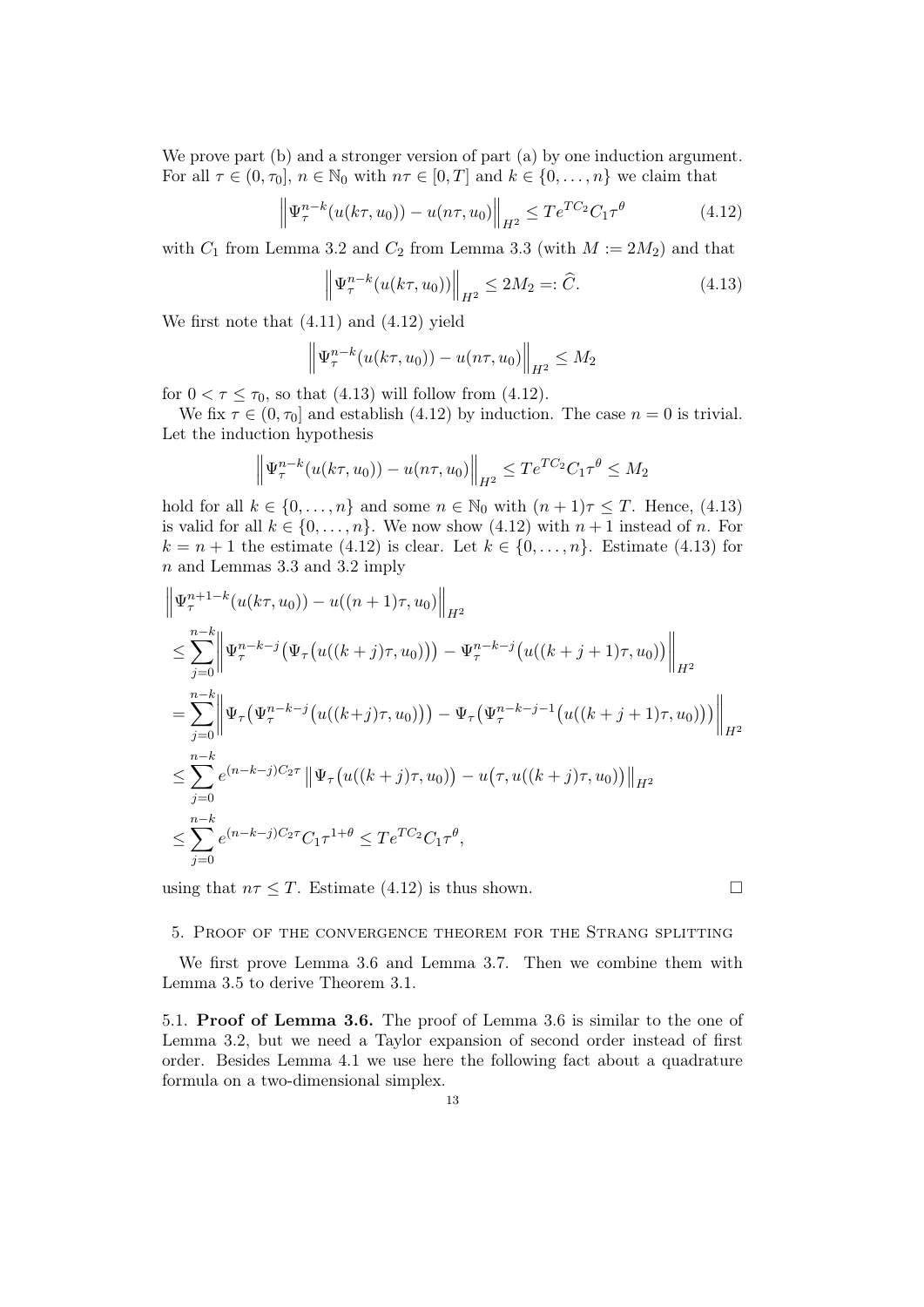We prove part (b) and a stronger version of part (a) by one induction argument. For all $\tau \in (0, \tau_0]$, $n \in \mathbb{N}_0$ with $n\tau \in [0, T]$ and $k \in \{0, \dots, n\}$ we claim that

$$\left\| \Psi_\tau^{n-k}(u(k\tau, u_0)) - u(n\tau, u_0) \right\|_{H^2} \le T e^{TC_2} C_1 \tau^\theta \tag{4.12}$$

with $C_1$ from Lemma 3.2 and $C_2$ from Lemma 3.3 (with $M := 2M_2$) and that

$$\left\| \Psi_\tau^{n-k}(u(k\tau, u_0)) \right\|_{H^2} \le 2M_2 =: \widehat{C}. \tag{4.13}$$

We first note that (4.11) and (4.12) yield

$$\left\| \Psi_\tau^{n-k}(u(k\tau, u_0)) - u(n\tau, u_0) \right\|_{H^2} \le M_2$$

for $0 < \tau \le \tau_0$, so that (4.13) will follow from (4.12).

We fix $\tau \in (0, \tau_0]$ and establish (4.12) by induction. The case $n = 0$ is trivial. Let the induction hypothesis

$$\left\| \Psi_\tau^{n-k}(u(k\tau, u_0)) - u(n\tau, u_0) \right\|_{H^2} \le T e^{TC_2} C_1 \tau^\theta \le M_2$$

hold for all $k \in \{0, \dots, n\}$ and some $n \in \mathbb{N}_0$ with $(n+1)\tau \le T$. Hence, (4.13) is valid for all $k \in \{0, \dots, n\}$. We now show (4.12) with $n+1$ instead of $n$. For $k = n+1$ the estimate (4.12) is clear. Let $k \in \{0, \dots, n\}$. Estimate (4.13) for $n$ and Lemmas 3.3 and 3.2 imply

$$\begin{aligned}
&\left\| \Psi_\tau^{n+1-k}(u(k\tau, u_0)) - u((n+1)\tau, u_0) \right\|_{H^2} \\
&\le \sum_{j=0}^{n-k} \left\| \Psi_\tau^{n-k-j}\big(\Psi_\tau\big(u((k+j)\tau, u_0)\big)\big) - \Psi_\tau^{n-k-j}\big(u((k+j+1)\tau, u_0)\big) \right\|_{H^2} \\
&= \sum_{j=0}^{n-k} \left\| \Psi_\tau\big(\Psi_\tau^{n-k-j}\big(u((k+j)\tau, u_0)\big)\big) - \Psi_\tau\big(\Psi_\tau^{n-k-j-1}\big(u((k+j+1)\tau, u_0)\big)\big) \right\|_{H^2} \\
&\le \sum_{j=0}^{n-k} e^{(n-k-j)C_2\tau} \left\| \Psi_\tau\big(u((k+j)\tau, u_0)\big) - u\big(\tau, u((k+j)\tau, u_0)\big) \right\|_{H^2} \\
&\le \sum_{j=0}^{n-k} e^{(n-k-j)C_2\tau} C_1 \tau^{1+\theta} \le T e^{TC_2} C_1 \tau^\theta,
\end{aligned}$$

using that $n\tau \le T$. Estimate (4.12) is thus shown. $\square$

## 5. Proof of the convergence theorem for the Strang splitting

We first prove Lemma 3.6 and Lemma 3.7. Then we combine them with Lemma 3.5 to derive Theorem 3.1.

5.1. **Proof of Lemma 3.6.** The proof of Lemma 3.6 is similar to the one of Lemma 3.2, but we need a Taylor expansion of second order instead of first order. Besides Lemma 4.1 we use here the following fact about a quadrature formula on a two-dimensional simplex.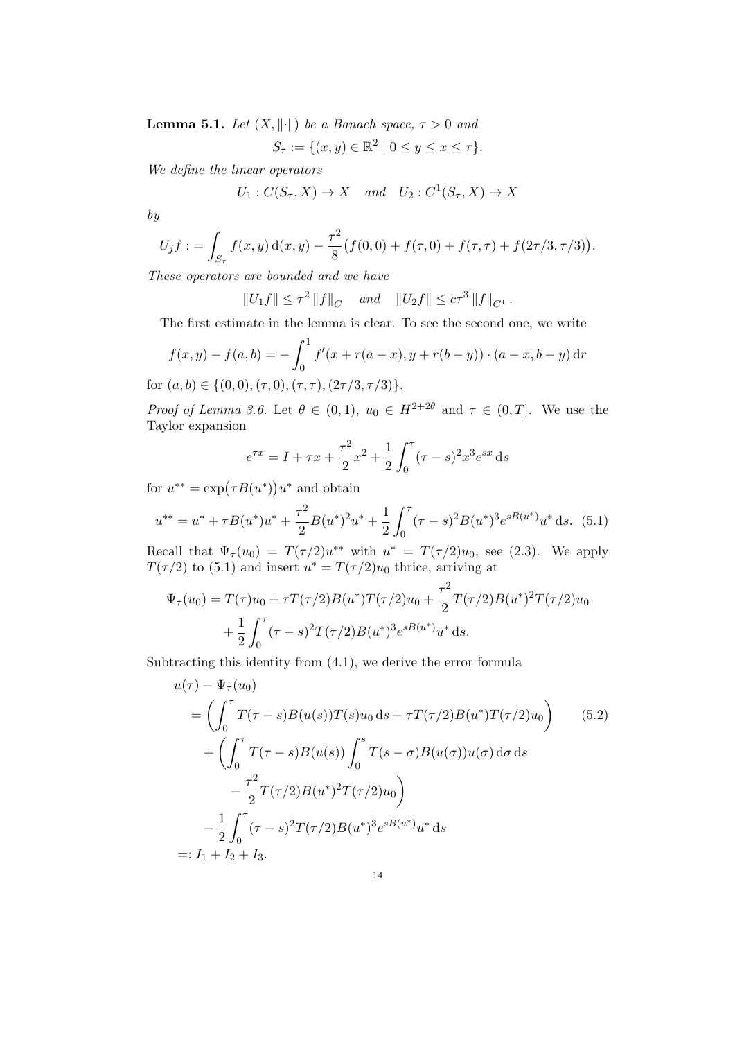**Lemma 5.1.** *Let $(X, \|\cdot\|)$ be a Banach space, $\tau > 0$ and*

$$S_\tau := \{(x,y) \in \mathbb{R}^2 \mid 0 \le y \le x \le \tau\}.$$

*We define the linear operators*

$$U_1 : C(S_\tau, X) \to X \quad \text{and} \quad U_2 : C^1(S_\tau, X) \to X$$

*by*

$$U_j f := \int_{S_\tau} f(x,y)\,\mathrm{d}(x,y) - \frac{\tau^2}{8}\big(f(0,0) + f(\tau,0) + f(\tau,\tau) + f(2\tau/3, \tau/3)\big).$$

*These operators are bounded and we have*

$$\|U_1 f\| \le \tau^2 \|f\|_C \quad \text{and} \quad \|U_2 f\| \le c\tau^3 \|f\|_{C^1}.$$

The first estimate in the lemma is clear. To see the second one, we write

$$f(x,y) - f(a,b) = -\int_0^1 f'(x + r(a-x), y + r(b-y)) \cdot (a-x, b-y)\,\mathrm{d}r$$

for $(a,b) \in \{(0,0), (\tau,0), (\tau,\tau), (2\tau/3, \tau/3)\}$.

*Proof of Lemma 3.6.* Let $\theta \in (0,1)$, $u_0 \in H^{2+2\theta}$ and $\tau \in (0,T]$. We use the Taylor expansion

$$e^{\tau x} = I + \tau x + \frac{\tau^2}{2}x^2 + \frac{1}{2}\int_0^\tau (\tau - s)^2 x^3 e^{sx}\,\mathrm{d}s$$

for $u^{**} = \exp\big(\tau B(u^*)\big)u^*$ and obtain

$$u^{**} = u^* + \tau B(u^*)u^* + \frac{\tau^2}{2}B(u^*)^2u^* + \frac{1}{2}\int_0^\tau (\tau-s)^2 B(u^*)^3 e^{sB(u^*)}u^*\,\mathrm{d}s. \tag{5.1}$$

Recall that $\Psi_\tau(u_0) = T(\tau/2)u^{**}$ with $u^* = T(\tau/2)u_0$, see (2.3). We apply $T(\tau/2)$ to (5.1) and insert $u^* = T(\tau/2)u_0$ thrice, arriving at

$$\begin{aligned}\Psi_\tau(u_0) = T(\tau)u_0 &+ \tau T(\tau/2)B(u^*)T(\tau/2)u_0 + \frac{\tau^2}{2}T(\tau/2)B(u^*)^2T(\tau/2)u_0 \\ &+ \frac{1}{2}\int_0^\tau (\tau-s)^2 T(\tau/2)B(u^*)^3 e^{sB(u^*)}u^*\,\mathrm{d}s.\end{aligned}$$

Subtracting this identity from (4.1), we derive the error formula

$$\begin{aligned}
u(\tau) &- \Psi_\tau(u_0) \\
&= \left(\int_0^\tau T(\tau-s)B(u(s))T(s)u_0\,\mathrm{d}s - \tau T(\tau/2)B(u^*)T(\tau/2)u_0\right) \qquad (5.2)\\
&\quad + \bigg(\int_0^\tau T(\tau-s)B(u(s))\int_0^s T(s-\sigma)B(u(\sigma))u(\sigma)\,\mathrm{d}\sigma\,\mathrm{d}s \\
&\qquad - \frac{\tau^2}{2}T(\tau/2)B(u^*)^2T(\tau/2)u_0\bigg) \\
&\quad - \frac{1}{2}\int_0^\tau (\tau-s)^2 T(\tau/2)B(u^*)^3 e^{sB(u^*)}u^*\,\mathrm{d}s \\
&=: I_1 + I_2 + I_3.
\end{aligned}$$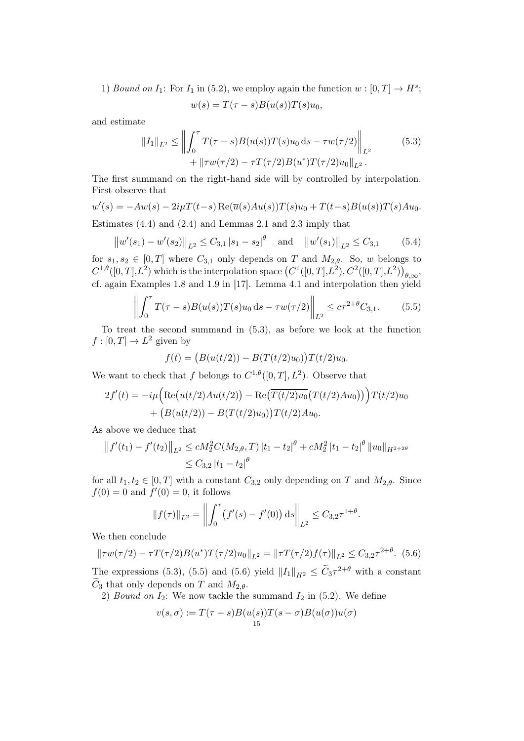1) *Bound on* $I_1$: For $I_1$ in (5.2), we employ again the function $w : [0, T] \to H^s$;

$$w(s) = T(\tau - s)B(u(s))T(s)u_0,$$

and estimate

$$\|I_1\|_{L^2} \leq \left\| \int_0^\tau T(\tau - s)B(u(s))T(s)u_0 \,\mathrm{d}s - \tau w(\tau/2) \right\|_{L^2} + \|\tau w(\tau/2) - \tau T(\tau/2)B(u^*)T(\tau/2)u_0\|_{L^2}. \tag{5.3}$$

The first summand on the right-hand side will by controlled by interpolation. First observe that

$$w'(s) = -Aw(s) - 2i\mu T(t-s)\operatorname{Re}(\overline{u}(s)Au(s))T(s)u_0 + T(t-s)B(u(s))T(s)Au_0.$$

Estimates (4.4) and (2.4) and Lemmas 2.1 and 2.3 imply that

$$\left\|w'(s_1) - w'(s_2)\right\|_{L^2} \leq C_{3,1}\,|s_1 - s_2|^\theta \quad \text{and} \quad \left\|w'(s_1)\right\|_{L^2} \leq C_{3,1} \tag{5.4}$$

for $s_1, s_2 \in [0, T]$ where $C_{3,1}$ only depends on $T$ and $M_{2,\theta}$. So, $w$ belongs to $C^{1,\theta}([0, T], L^2)$ which is the interpolation space $\left(C^1([0, T], L^2), C^2([0, T], L^2)\right)_{\theta,\infty}$, cf. again Examples 1.8 and 1.9 in [17]. Lemma 4.1 and interpolation then yield

$$\left\| \int_0^\tau T(\tau - s)B(u(s))T(s)u_0 \,\mathrm{d}s - \tau w(\tau/2) \right\|_{L^2} \leq c\tau^{2+\theta}C_{3,1}. \tag{5.5}$$

To treat the second summand in (5.3), as before we look at the function $f : [0, T] \to L^2$ given by

$$f(t) = \big(B(u(t/2)) - B(T(t/2)u_0)\big)T(t/2)u_0.$$

We want to check that $f$ belongs to $C^{1,\theta}([0, T], L^2)$. Observe that

$$2f'(t) = -i\mu\Big(\operatorname{Re}\big(\overline{u}(t/2)Au(t/2)\big) - \operatorname{Re}\big(\overline{T(t/2)u_0}\big(T(t/2)Au_0\big)\big)\Big)T(t/2)u_0 + \big(B(u(t/2)) - B(T(t/2)u_0)\big)T(t/2)Au_0.$$

As above we deduce that

$$\begin{aligned}\left\|f'(t_1) - f'(t_2)\right\|_{L^2} &\leq cM_2^2C(M_{2,\theta}, T)\,|t_1 - t_2|^\theta + cM_2^2\,|t_1 - t_2|^\theta\,\|u_0\|_{H^{2+2\theta}} \\ &\leq C_{3,2}\,|t_1 - t_2|^\theta\end{aligned}$$

for all $t_1, t_2 \in [0, T]$ with a constant $C_{3,2}$ only depending on $T$ and $M_{2,\theta}$. Since $f(0) = 0$ and $f'(0) = 0$, it follows

$$\|f(\tau)\|_{L^2} = \left\| \int_0^\tau \big(f'(s) - f'(0)\big)\,\mathrm{d}s \right\|_{L^2} \leq C_{3,2}\tau^{1+\theta}.$$

We then conclude

$$\|\tau w(\tau/2) - \tau T(\tau/2)B(u^*)T(\tau/2)u_0\|_{L^2} = \|\tau T(\tau/2)f(\tau)\|_{L^2} \leq C_{3,2}\tau^{2+\theta}. \tag{5.6}$$

The expressions (5.3), (5.5) and (5.6) yield $\|I_1\|_{H^2} \leq \widetilde{C}_3\tau^{2+\theta}$ with a constant $\widetilde{C}_3$ that only depends on $T$ and $M_{2,\theta}$.

2) *Bound on* $I_2$: We now tackle the summand $I_2$ in (5.2). We define

$$v(s, \sigma) := T(\tau - s)B(u(s))T(s - \sigma)B(u(\sigma))u(\sigma)$$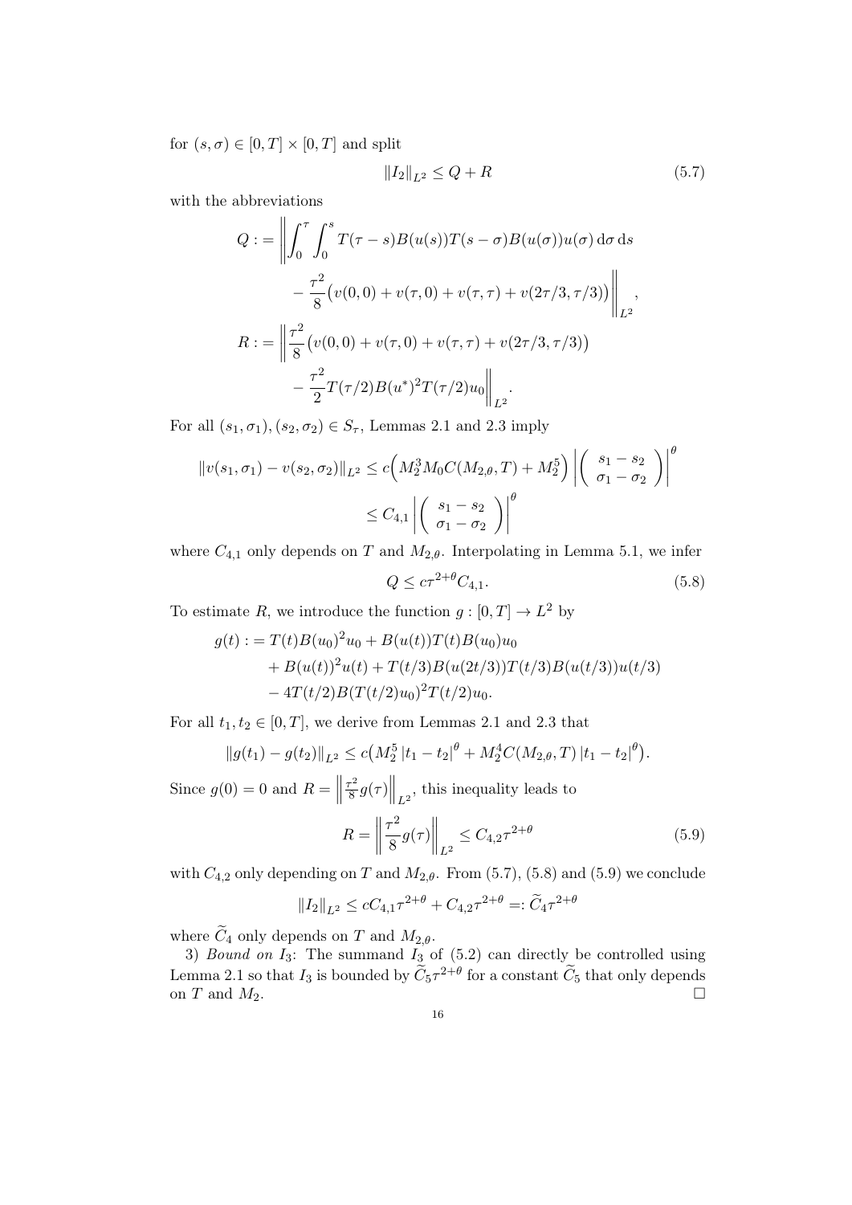for $(s,\sigma) \in [0,T] \times [0,T]$ and split

$$\|I_2\|_{L^2} \le Q + R \tag{5.7}$$

with the abbreviations

$$\begin{aligned}
Q := \bigg\| &\int_0^\tau \int_0^s T(\tau - s) B(u(s)) T(s-\sigma) B(u(\sigma)) u(\sigma) \,\mathrm{d}\sigma \,\mathrm{d}s \\
&- \frac{\tau^2}{8}\big(v(0,0) + v(\tau,0) + v(\tau,\tau) + v(2\tau/3, \tau/3)\big) \bigg\|_{L^2}, \\
R := \bigg\| &\frac{\tau^2}{8}\big(v(0,0) + v(\tau,0) + v(\tau,\tau) + v(2\tau/3,\tau/3)\big) \\
&- \frac{\tau^2}{2} T(\tau/2) B(u^*)^2 T(\tau/2) u_0 \bigg\|_{L^2}.
\end{aligned}$$

For all $(s_1,\sigma_1), (s_2,\sigma_2) \in S_\tau$, Lemmas 2.1 and 2.3 imply

$$\begin{aligned}
\|v(s_1,\sigma_1) - v(s_2,\sigma_2)\|_{L^2} &\le c\Big(M_2^3 M_0 C(M_{2,\theta},T) + M_2^5\Big) \left| \begin{pmatrix} s_1 - s_2 \\ \sigma_1 - \sigma_2 \end{pmatrix} \right|^\theta \\
&\le C_{4,1} \left| \begin{pmatrix} s_1 - s_2 \\ \sigma_1 - \sigma_2 \end{pmatrix} \right|^\theta
\end{aligned}$$

where $C_{4,1}$ only depends on $T$ and $M_{2,\theta}$. Interpolating in Lemma 5.1, we infer

$$Q \le c\tau^{2+\theta} C_{4,1}. \tag{5.8}$$

To estimate $R$, we introduce the function $g : [0,T] \to L^2$ by

$$\begin{aligned}
g(t) :=\ & T(t) B(u_0)^2 u_0 + B(u(t)) T(t) B(u_0) u_0 \\
&+ B(u(t))^2 u(t) + T(t/3) B(u(2t/3)) T(t/3) B(u(t/3)) u(t/3) \\
&- 4T(t/2) B(T(t/2)u_0)^2 T(t/2) u_0.
\end{aligned}$$

For all $t_1, t_2 \in [0,T]$, we derive from Lemmas 2.1 and 2.3 that

$$\|g(t_1) - g(t_2)\|_{L^2} \le c\big(M_2^5 |t_1 - t_2|^\theta + M_2^4 C(M_{2,\theta},T) |t_1 - t_2|^\theta\big).$$

Since $g(0) = 0$ and $R = \left\| \frac{\tau^2}{8} g(\tau) \right\|_{L^2}$, this inequality leads to

$$R = \left\| \frac{\tau^2}{8} g(\tau) \right\|_{L^2} \le C_{4,2} \tau^{2+\theta} \tag{5.9}$$

with $C_{4,2}$ only depending on $T$ and $M_{2,\theta}$. From (5.7), (5.8) and (5.9) we conclude

$$\|I_2\|_{L^2} \le c C_{4,1} \tau^{2+\theta} + C_{4,2} \tau^{2+\theta} =: \widetilde{C}_4 \tau^{2+\theta}$$

where $\widetilde{C}_4$ only depends on $T$ and $M_{2,\theta}$.

3) *Bound on* $I_3$: The summand $I_3$ of (5.2) can directly be controlled using Lemma 2.1 so that $I_3$ is bounded by $\widetilde{C}_5 \tau^{2+\theta}$ for a constant $\widetilde{C}_5$ that only depends on $T$ and $M_2$. $\square$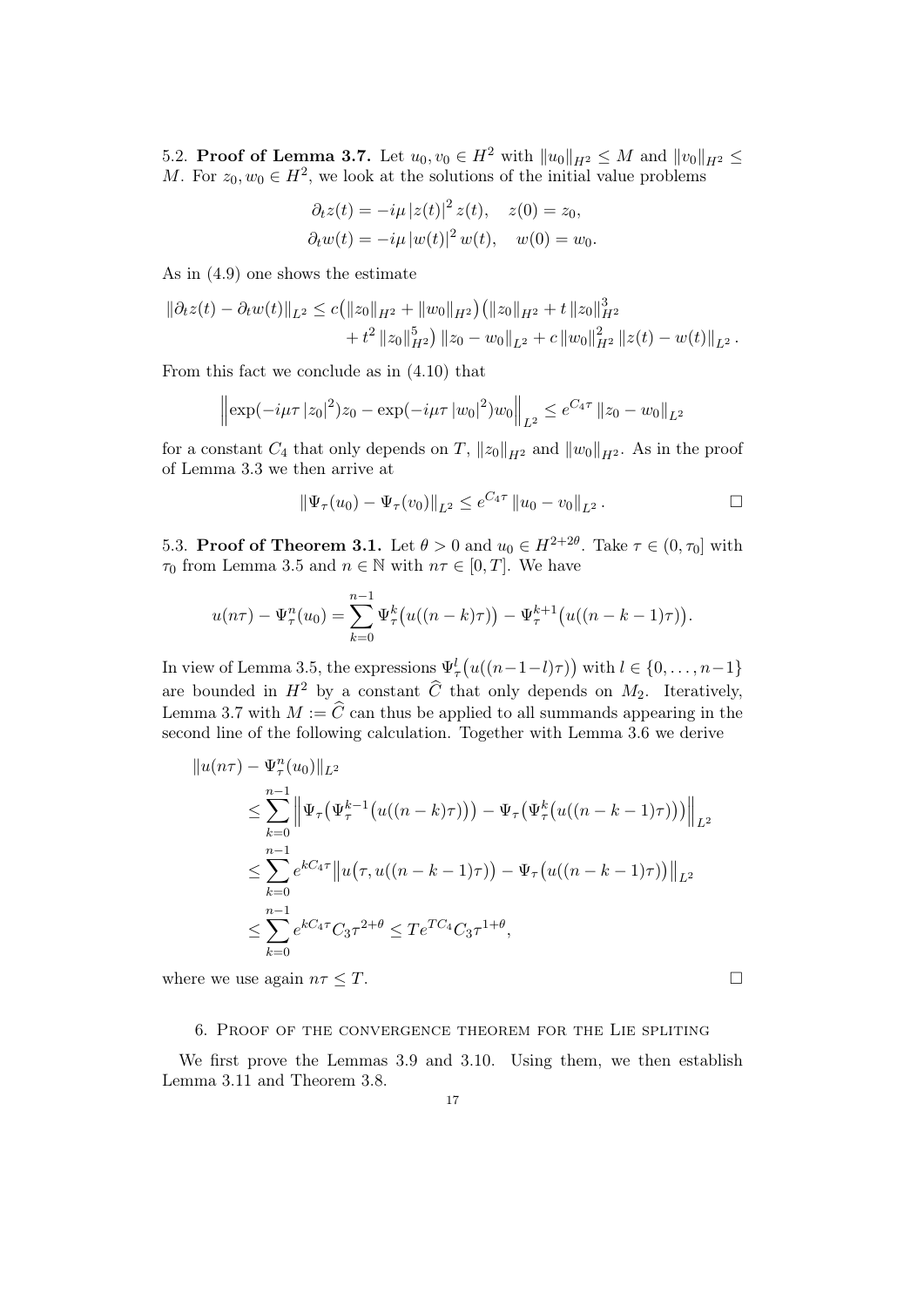5.2. **Proof of Lemma 3.7.** Let $u_0, v_0 \in H^2$ with $\|u_0\|_{H^2} \le M$ and $\|v_0\|_{H^2} \le M$. For $z_0, w_0 \in H^2$, we look at the solutions of the initial value problems

$$\partial_t z(t) = -i\mu \, |z(t)|^2 \, z(t), \quad z(0) = z_0,$$
$$\partial_t w(t) = -i\mu \, |w(t)|^2 \, w(t), \quad w(0) = w_0.$$

As in (4.9) one shows the estimate

$$\|\partial_t z(t) - \partial_t w(t)\|_{L^2} \le c\big(\|z_0\|_{H^2} + \|w_0\|_{H^2}\big)\big(\|z_0\|_{H^2} + t\,\|z_0\|_{H^2}^3 + t^2\,\|z_0\|_{H^2}^5\big)\,\|z_0 - w_0\|_{L^2} + c\,\|w_0\|_{H^2}^2\,\|z(t) - w(t)\|_{L^2}.$$

From this fact we conclude as in (4.10) that

$$\Big\|\exp(-i\mu\tau\,|z_0|^2)z_0 - \exp(-i\mu\tau\,|w_0|^2)w_0\Big\|_{L^2} \le e^{C_4\tau}\,\|z_0 - w_0\|_{L^2}$$

for a constant $C_4$ that only depends on $T$, $\|z_0\|_{H^2}$ and $\|w_0\|_{H^2}$. As in the proof of Lemma 3.3 we then arrive at

$$\|\Psi_\tau(u_0) - \Psi_\tau(v_0)\|_{L^2} \le e^{C_4\tau}\,\|u_0 - v_0\|_{L^2}. \qquad \square$$

5.3. **Proof of Theorem 3.1.** Let $\theta > 0$ and $u_0 \in H^{2+2\theta}$. Take $\tau \in (0, \tau_0]$ with $\tau_0$ from Lemma 3.5 and $n \in \mathbb{N}$ with $n\tau \in [0, T]$. We have

$$u(n\tau) - \Psi_\tau^n(u_0) = \sum_{k=0}^{n-1} \Psi_\tau^k\big(u((n-k)\tau)\big) - \Psi_\tau^{k+1}\big(u((n-k-1)\tau)\big).$$

In view of Lemma 3.5, the expressions $\Psi_\tau^l\big(u((n-1-l)\tau)\big)$ with $l \in \{0, \dots, n-1\}$ are bounded in $H^2$ by a constant $\widehat{C}$ that only depends on $M_2$. Iteratively, Lemma 3.7 with $M := \widehat{C}$ can thus be applied to all summands appearing in the second line of the following calculation. Together with Lemma 3.6 we derive

$$\begin{aligned}
&\|u(n\tau) - \Psi_\tau^n(u_0)\|_{L^2} \\
&\quad\le \sum_{k=0}^{n-1} \Big\|\Psi_\tau\big(\Psi_\tau^{k-1}\big(u((n-k)\tau)\big)\big) - \Psi_\tau\big(\Psi_\tau^{k}\big(u((n-k-1)\tau)\big)\big)\Big\|_{L^2} \\
&\quad\le \sum_{k=0}^{n-1} e^{kC_4\tau}\big\|u\big(\tau, u((n-k-1)\tau)\big) - \Psi_\tau\big(u((n-k-1)\tau)\big)\big\|_{L^2} \\
&\quad\le \sum_{k=0}^{n-1} e^{kC_4\tau} C_3 \tau^{2+\theta} \le T e^{TC_4} C_3 \tau^{1+\theta},
\end{aligned}$$

where we use again $n\tau \le T$. $\square$

## 6. Proof of the convergence theorem for the Lie spliting

We first prove the Lemmas 3.9 and 3.10. Using them, we then establish Lemma 3.11 and Theorem 3.8.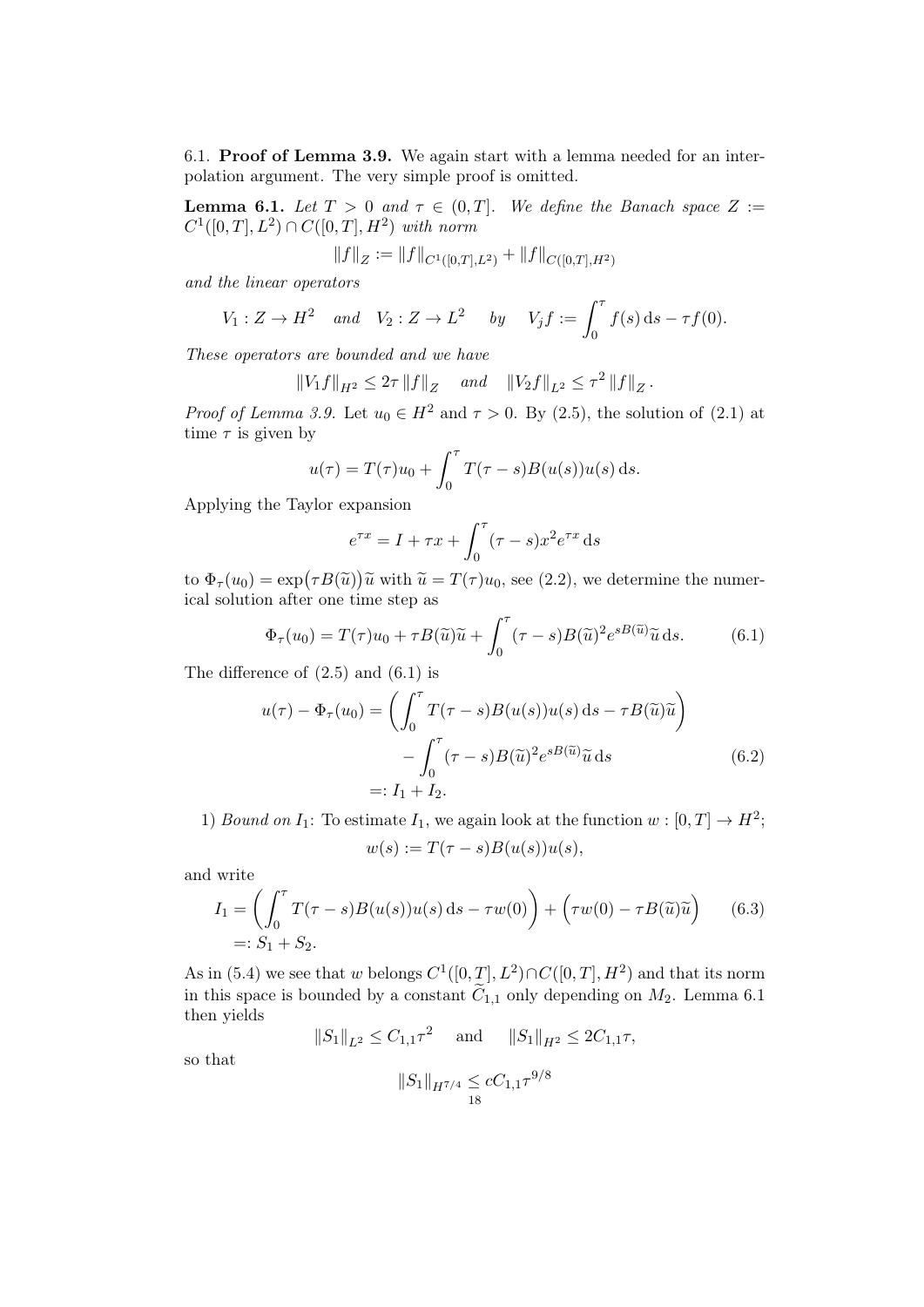6.1. **Proof of Lemma 3.9.** We again start with a lemma needed for an interpolation argument. The very simple proof is omitted.

**Lemma 6.1.** *Let $T > 0$ and $\tau \in (0, T]$. We define the Banach space $Z := C^1([0,T], L^2) \cap C([0,T], H^2)$ with norm*

$$\|f\|_Z := \|f\|_{C^1([0,T],L^2)} + \|f\|_{C([0,T],H^2)}$$

*and the linear operators*

$$V_1 : Z \to H^2 \quad \text{and} \quad V_2 : Z \to L^2 \quad \text{by} \quad V_j f := \int_0^\tau f(s)\,\mathrm{d}s - \tau f(0).$$

*These operators are bounded and we have*

$$\|V_1 f\|_{H^2} \leq 2\tau \|f\|_Z \quad \text{and} \quad \|V_2 f\|_{L^2} \leq \tau^2 \|f\|_Z.$$

*Proof of Lemma 3.9.* Let $u_0 \in H^2$ and $\tau > 0$. By (2.5), the solution of (2.1) at time $\tau$ is given by

$$u(\tau) = T(\tau)u_0 + \int_0^\tau T(\tau - s)B(u(s))u(s)\,\mathrm{d}s.$$

Applying the Taylor expansion

$$e^{\tau x} = I + \tau x + \int_0^\tau (\tau - s)x^2 e^{\tau x}\,\mathrm{d}s$$

to $\Phi_\tau(u_0) = \exp(\tau B(\widetilde{u}))\widetilde{u}$ with $\widetilde{u} = T(\tau)u_0$, see (2.2), we determine the numerical solution after one time step as

$$\Phi_\tau(u_0) = T(\tau)u_0 + \tau B(\widetilde{u})\widetilde{u} + \int_0^\tau (\tau - s)B(\widetilde{u})^2 e^{sB(\widetilde{u})}\widetilde{u}\,\mathrm{d}s. \tag{6.1}$$

The difference of (2.5) and (6.1) is

$$\begin{aligned} u(\tau) - \Phi_\tau(u_0) &= \left(\int_0^\tau T(\tau - s)B(u(s))u(s)\,\mathrm{d}s - \tau B(\widetilde{u})\widetilde{u}\right) \\ &\quad - \int_0^\tau (\tau - s)B(\widetilde{u})^2 e^{sB(\widetilde{u})}\widetilde{u}\,\mathrm{d}s \\ &=: I_1 + I_2. \end{aligned} \tag{6.2}$$

1) *Bound on $I_1$*: To estimate $I_1$, we again look at the function $w : [0,T] \to H^2$;

$$w(s) := T(\tau - s)B(u(s))u(s),$$

and write

$$\begin{aligned} I_1 &= \left(\int_0^\tau T(\tau - s)B(u(s))u(s)\,\mathrm{d}s - \tau w(0)\right) + \left(\tau w(0) - \tau B(\widetilde{u})\widetilde{u}\right) \\ &=: S_1 + S_2. \end{aligned} \tag{6.3}$$

As in (5.4) we see that $w$ belongs $C^1([0,T], L^2) \cap C([0,T], H^2)$ and that its norm in this space is bounded by a constant $\widetilde{C}_{1,1}$ only depending on $M_2$. Lemma 6.1 then yields

$$\|S_1\|_{L^2} \leq C_{1,1}\tau^2 \quad \text{and} \quad \|S_1\|_{H^2} \leq 2C_{1,1}\tau,$$

so that

$$\|S_1\|_{H^{7/4}} \leq cC_{1,1}\tau^{9/8}$$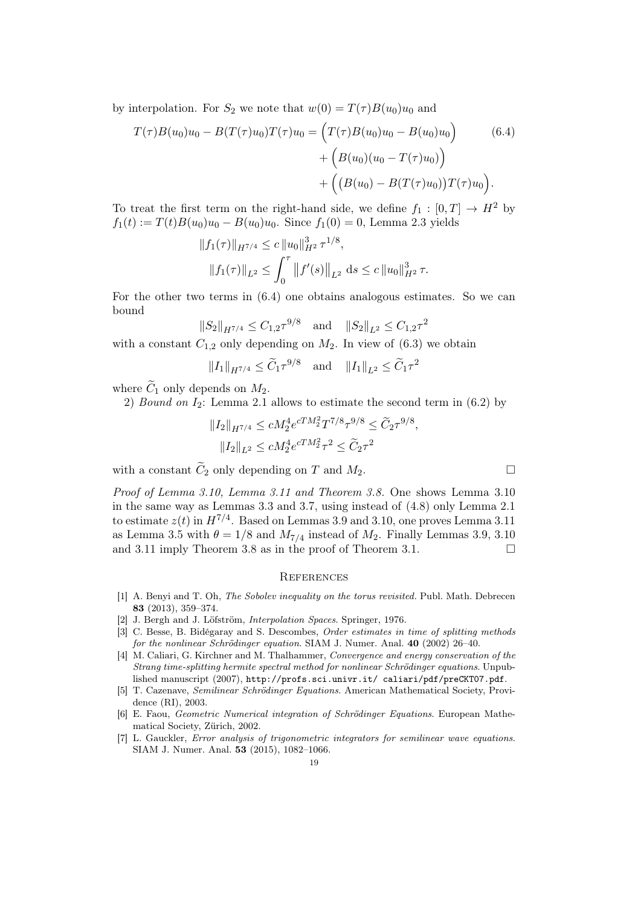by interpolation. For $S_2$ we note that $w(0) = T(\tau)B(u_0)u_0$ and

$$
\begin{aligned}
T(\tau)B(u_0)u_0 - B(T(\tau)u_0)T(\tau)u_0 = &\Big(T(\tau)B(u_0)u_0 - B(u_0)u_0\Big) \\
&+ \Big(B(u_0)(u_0 - T(\tau)u_0)\Big) \\
&+ \Big(\big(B(u_0) - B(T(\tau)u_0)\big)T(\tau)u_0\Big).
\end{aligned} \tag{6.4}
$$

To treat the first term on the right-hand side, we define $f_1 : [0,T] \to H^2$ by $f_1(t) := T(t)B(u_0)u_0 - B(u_0)u_0$. Since $f_1(0) = 0$, Lemma 2.3 yields

$$
\|f_1(\tau)\|_{H^{7/4}} \leq c\,\|u_0\|_{H^2}^3\,\tau^{1/8},
$$

$$
\|f_1(\tau)\|_{L^2} \leq \int_0^\tau \big\|f'(s)\big\|_{L^2}\,\mathrm{d}s \leq c\,\|u_0\|_{H^2}^3\,\tau.
$$

For the other two terms in (6.4) one obtains analogous estimates. So we can bound

$$
\|S_2\|_{H^{7/4}} \leq C_{1,2}\tau^{9/8} \quad \text{and} \quad \|S_2\|_{L^2} \leq C_{1,2}\tau^2
$$

with a constant $C_{1,2}$ only depending on $M_2$. In view of (6.3) we obtain

$$
\|I_1\|_{H^{7/4}} \leq \widetilde{C}_1\tau^{9/8} \quad \text{and} \quad \|I_1\|_{L^2} \leq \widetilde{C}_1\tau^2
$$

where $\widetilde{C}_1$ only depends on $M_2$.

2) *Bound on $I_2$*: Lemma 2.1 allows to estimate the second term in (6.2) by

$$
\|I_2\|_{H^{7/4}} \leq cM_2^4 e^{cTM_2^2} T^{7/8}\tau^{9/8} \leq \widetilde{C}_2\tau^{9/8},
$$

$$
\|I_2\|_{L^2} \leq cM_2^4 e^{cTM_2^2}\tau^2 \leq \widetilde{C}_2\tau^2
$$

with a constant $\widetilde{C}_2$ only depending on $T$ and $M_2$. □

*Proof of Lemma 3.10, Lemma 3.11 and Theorem 3.8.* One shows Lemma 3.10 in the same way as Lemmas 3.3 and 3.7, using instead of (4.8) only Lemma 2.1 to estimate $z(t)$ in $H^{7/4}$. Based on Lemmas 3.9 and 3.10, one proves Lemma 3.11 as Lemma 3.5 with $\theta = 1/8$ and $M_{7/4}$ instead of $M_2$. Finally Lemmas 3.9, 3.10 and 3.11 imply Theorem 3.8 as in the proof of Theorem 3.1. □

## References

[1] A. Benyi and T. Oh, *The Sobolev inequality on the torus revisited*. Publ. Math. Debrecen **83** (2013), 359–374.

[2] J. Bergh and J. Löfström, *Interpolation Spaces*. Springer, 1976.

[3] C. Besse, B. Bidégaray and S. Descombes, *Order estimates in time of splitting methods for the nonlinear Schrödinger equation*. SIAM J. Numer. Anal. **40** (2002) 26–40.

[4] M. Caliari, G. Kirchner and M. Thalhammer, *Convergence and energy conservation of the Strang time-splitting hermite spectral method for nonlinear Schrödinger equations*. Unpublished manuscript (2007), http://profs.sci.univr.it/ caliari/pdf/preCKT07.pdf.

[5] T. Cazenave, *Semilinear Schrödinger Equations*. American Mathematical Society, Providence (RI), 2003.

[6] E. Faou, *Geometric Numerical integration of Schrödinger Equations*. European Mathematical Society, Zürich, 2002.

[7] L. Gauckler, *Error analysis of trigonometric integrators for semilinear wave equations*. SIAM J. Numer. Anal. **53** (2015), 1082–1066.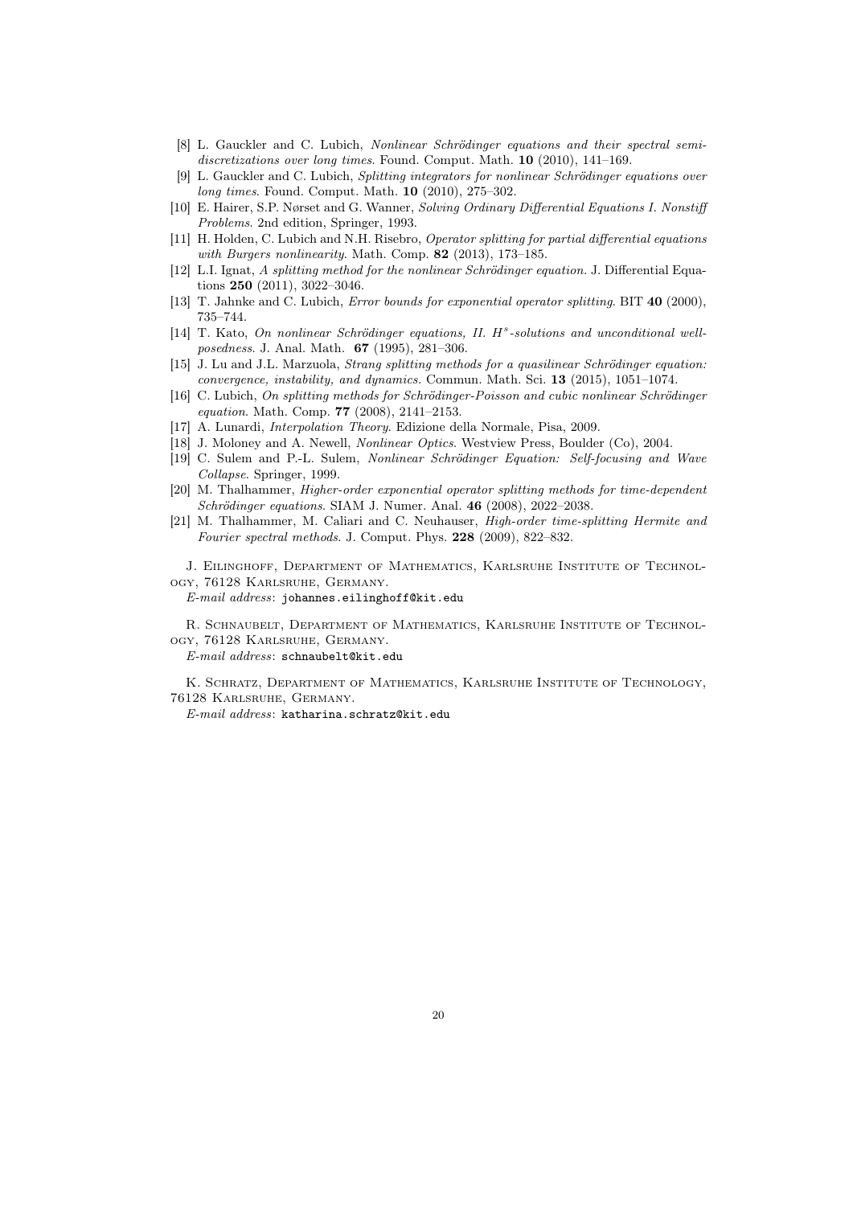[8] L. Gauckler and C. Lubich, *Nonlinear Schrödinger equations and their spectral semi-discretizations over long times*. Found. Comput. Math. **10** (2010), 141–169.

[9] L. Gauckler and C. Lubich, *Splitting integrators for nonlinear Schrödinger equations over long times*. Found. Comput. Math. **10** (2010), 275–302.

[10] E. Hairer, S.P. Nørset and G. Wanner, *Solving Ordinary Differential Equations I. Nonstiff Problems*. 2nd edition, Springer, 1993.

[11] H. Holden, C. Lubich and N.H. Risebro, *Operator splitting for partial differential equations with Burgers nonlinearity*. Math. Comp. **82** (2013), 173–185.

[12] L.I. Ignat, *A splitting method for the nonlinear Schrödinger equation.* J. Differential Equations **250** (2011), 3022–3046.

[13] T. Jahnke and C. Lubich, *Error bounds for exponential operator splitting*. BIT **40** (2000), 735–744.

[14] T. Kato, *On nonlinear Schrödinger equations, II. $H^s$-solutions and unconditional well-posedness*. J. Anal. Math. **67** (1995), 281–306.

[15] J. Lu and J.L. Marzuola, *Strang splitting methods for a quasilinear Schrödinger equation: convergence, instability, and dynamics*. Commun. Math. Sci. **13** (2015), 1051–1074.

[16] C. Lubich, *On splitting methods for Schrödinger-Poisson and cubic nonlinear Schrödinger equation*. Math. Comp. **77** (2008), 2141–2153.

[17] A. Lunardi, *Interpolation Theory*. Edizione della Normale, Pisa, 2009.

[18] J. Moloney and A. Newell, *Nonlinear Optics*. Westview Press, Boulder (Co), 2004.

[19] C. Sulem and P.-L. Sulem, *Nonlinear Schrödinger Equation: Self-focusing and Wave Collapse*. Springer, 1999.

[20] M. Thalhammer, *Higher-order exponential operator splitting methods for time-dependent Schrödinger equations*. SIAM J. Numer. Anal. **46** (2008), 2022–2038.

[21] M. Thalhammer, M. Caliari and C. Neuhauser, *High-order time-splitting Hermite and Fourier spectral methods*. J. Comput. Phys. **228** (2009), 822–832.

J. Eilinghoff, Department of Mathematics, Karlsruhe Institute of Technology, 76128 Karlsruhe, Germany.
*E-mail address*: johannes.eilinghoff@kit.edu

R. Schnaubelt, Department of Mathematics, Karlsruhe Institute of Technology, 76128 Karlsruhe, Germany.
*E-mail address*: schnaubelt@kit.edu

K. Schratz, Department of Mathematics, Karlsruhe Institute of Technology, 76128 Karlsruhe, Germany.
*E-mail address*: katharina.schratz@kit.edu